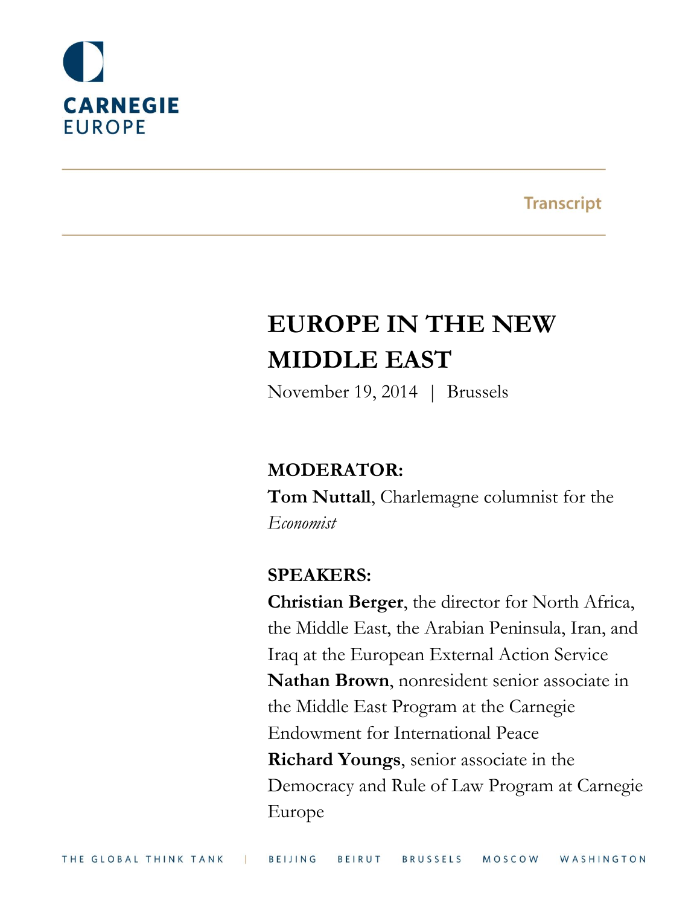CARNEGIE
EUROPE

Transcript

# EUROPE IN THE NEW MIDDLE EAST

November 19, 2014 | Brussels

**MODERATOR:**

**Tom Nuttall**, Charlemagne columnist for the *Economist*

**SPEAKERS:**

**Christian Berger**, the director for North Africa, the Middle East, the Arabian Peninsula, Iran, and Iraq at the European External Action Service

**Nathan Brown**, nonresident senior associate in the Middle East Program at the Carnegie Endowment for International Peace

**Richard Youngs**, senior associate in the Democracy and Rule of Law Program at Carnegie Europe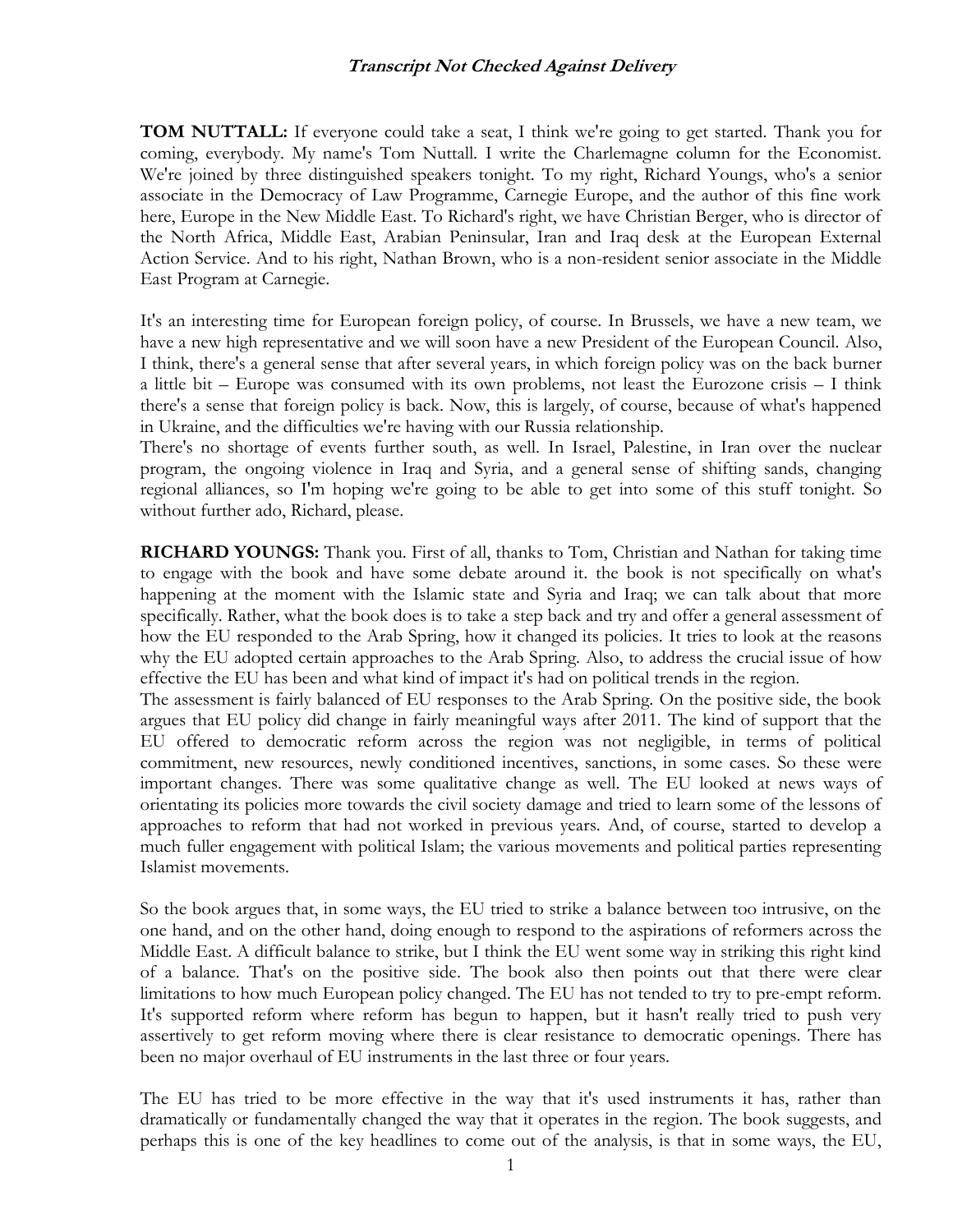**TOM NUTTALL:** If everyone could take a seat, I think we're going to get started. Thank you for coming, everybody. My name's Tom Nuttall. I write the Charlemagne column for the Economist. We're joined by three distinguished speakers tonight. To my right, Richard Youngs, who's a senior associate in the Democracy of Law Programme, Carnegie Europe, and the author of this fine work here, Europe in the New Middle East. To Richard's right, we have Christian Berger, who is director of the North Africa, Middle East, Arabian Peninsular, Iran and Iraq desk at the European External Action Service. And to his right, Nathan Brown, who is a non-resident senior associate in the Middle East Program at Carnegie.

It's an interesting time for European foreign policy, of course. In Brussels, we have a new team, we have a new high representative and we will soon have a new President of the European Council. Also, I think, there's a general sense that after several years, in which foreign policy was on the back burner a little bit – Europe was consumed with its own problems, not least the Eurozone crisis – I think there's a sense that foreign policy is back. Now, this is largely, of course, because of what's happened in Ukraine, and the difficulties we're having with our Russia relationship.

There's no shortage of events further south, as well. In Israel, Palestine, in Iran over the nuclear program, the ongoing violence in Iraq and Syria, and a general sense of shifting sands, changing regional alliances, so I'm hoping we're going to be able to get into some of this stuff tonight. So without further ado, Richard, please.

**RICHARD YOUNGS:** Thank you. First of all, thanks to Tom, Christian and Nathan for taking time to engage with the book and have some debate around it. the book is not specifically on what's happening at the moment with the Islamic state and Syria and Iraq; we can talk about that more specifically. Rather, what the book does is to take a step back and try and offer a general assessment of how the EU responded to the Arab Spring, how it changed its policies. It tries to look at the reasons why the EU adopted certain approaches to the Arab Spring. Also, to address the crucial issue of how effective the EU has been and what kind of impact it's had on political trends in the region.

The assessment is fairly balanced of EU responses to the Arab Spring. On the positive side, the book argues that EU policy did change in fairly meaningful ways after 2011. The kind of support that the EU offered to democratic reform across the region was not negligible, in terms of political commitment, new resources, newly conditioned incentives, sanctions, in some cases. So these were important changes. There was some qualitative change as well. The EU looked at news ways of orientating its policies more towards the civil society damage and tried to learn some of the lessons of approaches to reform that had not worked in previous years. And, of course, started to develop a much fuller engagement with political Islam; the various movements and political parties representing Islamist movements.

So the book argues that, in some ways, the EU tried to strike a balance between too intrusive, on the one hand, and on the other hand, doing enough to respond to the aspirations of reformers across the Middle East. A difficult balance to strike, but I think the EU went some way in striking this right kind of a balance. That's on the positive side. The book also then points out that there were clear limitations to how much European policy changed. The EU has not tended to try to pre-empt reform. It's supported reform where reform has begun to happen, but it hasn't really tried to push very assertively to get reform moving where there is clear resistance to democratic openings. There has been no major overhaul of EU instruments in the last three or four years.

The EU has tried to be more effective in the way that it's used instruments it has, rather than dramatically or fundamentally changed the way that it operates in the region. The book suggests, and perhaps this is one of the key headlines to come out of the analysis, is that in some ways, the EU,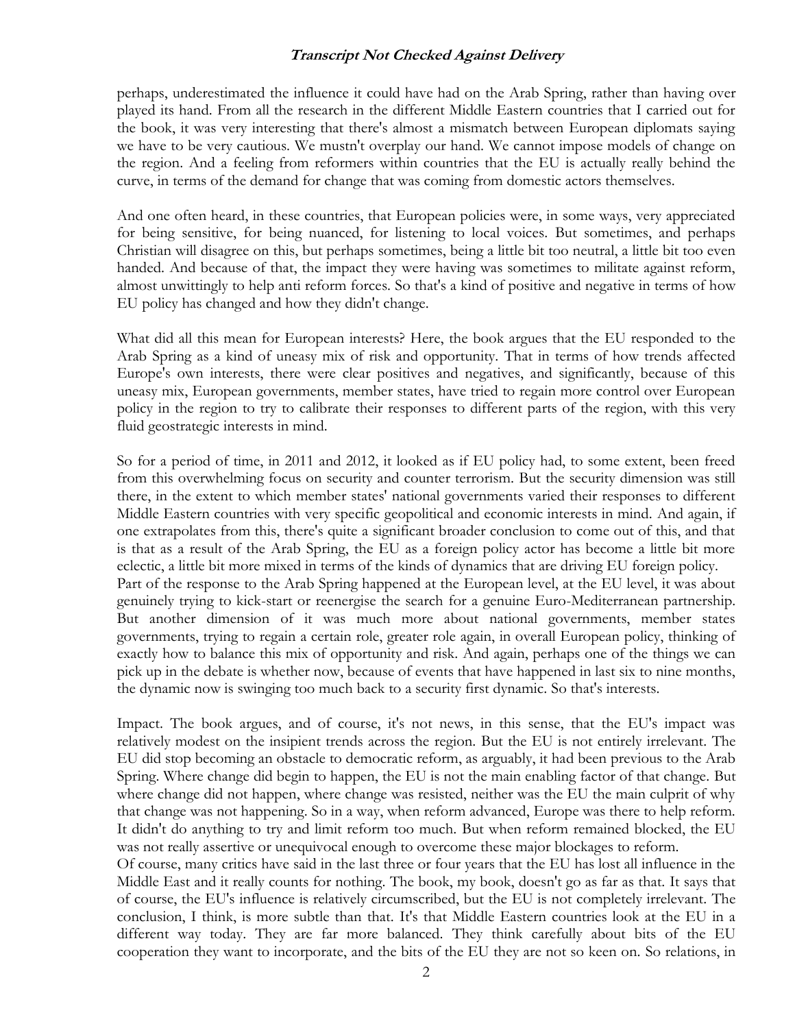perhaps, underestimated the influence it could have had on the Arab Spring, rather than having over played its hand. From all the research in the different Middle Eastern countries that I carried out for the book, it was very interesting that there's almost a mismatch between European diplomats saying we have to be very cautious. We mustn't overplay our hand. We cannot impose models of change on the region. And a feeling from reformers within countries that the EU is actually really behind the curve, in terms of the demand for change that was coming from domestic actors themselves.

And one often heard, in these countries, that European policies were, in some ways, very appreciated for being sensitive, for being nuanced, for listening to local voices. But sometimes, and perhaps Christian will disagree on this, but perhaps sometimes, being a little bit too neutral, a little bit too even handed. And because of that, the impact they were having was sometimes to militate against reform, almost unwittingly to help anti reform forces. So that's a kind of positive and negative in terms of how EU policy has changed and how they didn't change.

What did all this mean for European interests? Here, the book argues that the EU responded to the Arab Spring as a kind of uneasy mix of risk and opportunity. That in terms of how trends affected Europe's own interests, there were clear positives and negatives, and significantly, because of this uneasy mix, European governments, member states, have tried to regain more control over European policy in the region to try to calibrate their responses to different parts of the region, with this very fluid geostrategic interests in mind.

So for a period of time, in 2011 and 2012, it looked as if EU policy had, to some extent, been freed from this overwhelming focus on security and counter terrorism. But the security dimension was still there, in the extent to which member states' national governments varied their responses to different Middle Eastern countries with very specific geopolitical and economic interests in mind. And again, if one extrapolates from this, there's quite a significant broader conclusion to come out of this, and that is that as a result of the Arab Spring, the EU as a foreign policy actor has become a little bit more eclectic, a little bit more mixed in terms of the kinds of dynamics that are driving EU foreign policy.
Part of the response to the Arab Spring happened at the European level, at the EU level, it was about genuinely trying to kick-start or reenergise the search for a genuine Euro-Mediterranean partnership. But another dimension of it was much more about national governments, member states governments, trying to regain a certain role, greater role again, in overall European policy, thinking of exactly how to balance this mix of opportunity and risk. And again, perhaps one of the things we can pick up in the debate is whether now, because of events that have happened in last six to nine months, the dynamic now is swinging too much back to a security first dynamic. So that's interests.

Impact. The book argues, and of course, it's not news, in this sense, that the EU's impact was relatively modest on the insipient trends across the region. But the EU is not entirely irrelevant. The EU did stop becoming an obstacle to democratic reform, as arguably, it had been previous to the Arab Spring. Where change did begin to happen, the EU is not the main enabling factor of that change. But where change did not happen, where change was resisted, neither was the EU the main culprit of why that change was not happening. So in a way, when reform advanced, Europe was there to help reform. It didn't do anything to try and limit reform too much. But when reform remained blocked, the EU was not really assertive or unequivocal enough to overcome these major blockages to reform.
Of course, many critics have said in the last three or four years that the EU has lost all influence in the Middle East and it really counts for nothing. The book, my book, doesn't go as far as that. It says that of course, the EU's influence is relatively circumscribed, but the EU is not completely irrelevant. The conclusion, I think, is more subtle than that. It's that Middle Eastern countries look at the EU in a different way today. They are far more balanced. They think carefully about bits of the EU cooperation they want to incorporate, and the bits of the EU they are not so keen on. So relations, in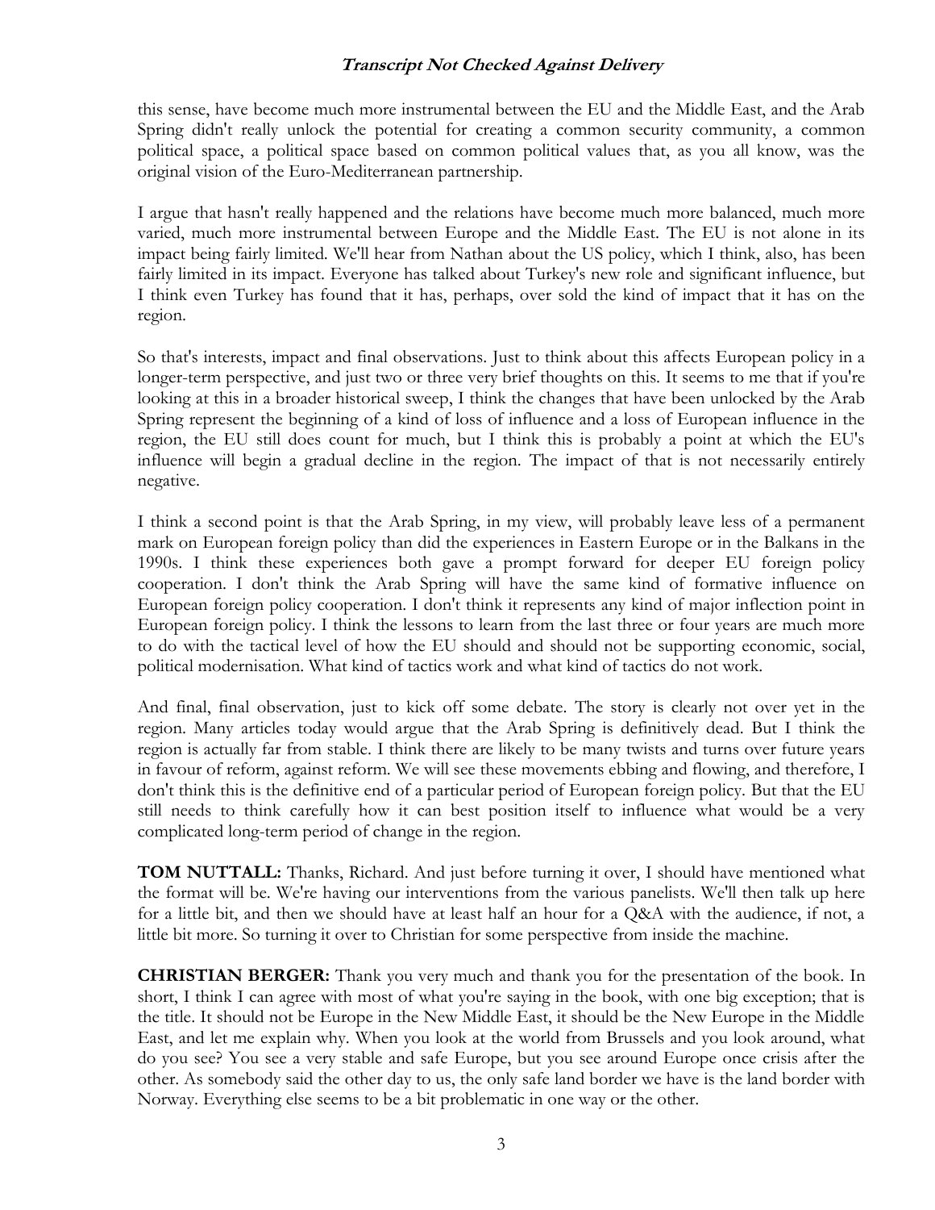this sense, have become much more instrumental between the EU and the Middle East, and the Arab Spring didn't really unlock the potential for creating a common security community, a common political space, a political space based on common political values that, as you all know, was the original vision of the Euro-Mediterranean partnership.

I argue that hasn't really happened and the relations have become much more balanced, much more varied, much more instrumental between Europe and the Middle East. The EU is not alone in its impact being fairly limited. We'll hear from Nathan about the US policy, which I think, also, has been fairly limited in its impact. Everyone has talked about Turkey's new role and significant influence, but I think even Turkey has found that it has, perhaps, over sold the kind of impact that it has on the region.

So that's interests, impact and final observations. Just to think about this affects European policy in a longer-term perspective, and just two or three very brief thoughts on this. It seems to me that if you're looking at this in a broader historical sweep, I think the changes that have been unlocked by the Arab Spring represent the beginning of a kind of loss of influence and a loss of European influence in the region, the EU still does count for much, but I think this is probably a point at which the EU's influence will begin a gradual decline in the region. The impact of that is not necessarily entirely negative.

I think a second point is that the Arab Spring, in my view, will probably leave less of a permanent mark on European foreign policy than did the experiences in Eastern Europe or in the Balkans in the 1990s. I think these experiences both gave a prompt forward for deeper EU foreign policy cooperation. I don't think the Arab Spring will have the same kind of formative influence on European foreign policy cooperation. I don't think it represents any kind of major inflection point in European foreign policy. I think the lessons to learn from the last three or four years are much more to do with the tactical level of how the EU should and should not be supporting economic, social, political modernisation. What kind of tactics work and what kind of tactics do not work.

And final, final observation, just to kick off some debate. The story is clearly not over yet in the region. Many articles today would argue that the Arab Spring is definitively dead. But I think the region is actually far from stable. I think there are likely to be many twists and turns over future years in favour of reform, against reform. We will see these movements ebbing and flowing, and therefore, I don't think this is the definitive end of a particular period of European foreign policy. But that the EU still needs to think carefully how it can best position itself to influence what would be a very complicated long-term period of change in the region.

**TOM NUTTALL:** Thanks, Richard. And just before turning it over, I should have mentioned what the format will be. We're having our interventions from the various panelists. We'll then talk up here for a little bit, and then we should have at least half an hour for a Q&A with the audience, if not, a little bit more. So turning it over to Christian for some perspective from inside the machine.

**CHRISTIAN BERGER:** Thank you very much and thank you for the presentation of the book. In short, I think I can agree with most of what you're saying in the book, with one big exception; that is the title. It should not be Europe in the New Middle East, it should be the New Europe in the Middle East, and let me explain why. When you look at the world from Brussels and you look around, what do you see? You see a very stable and safe Europe, but you see around Europe once crisis after the other. As somebody said the other day to us, the only safe land border we have is the land border with Norway. Everything else seems to be a bit problematic in one way or the other.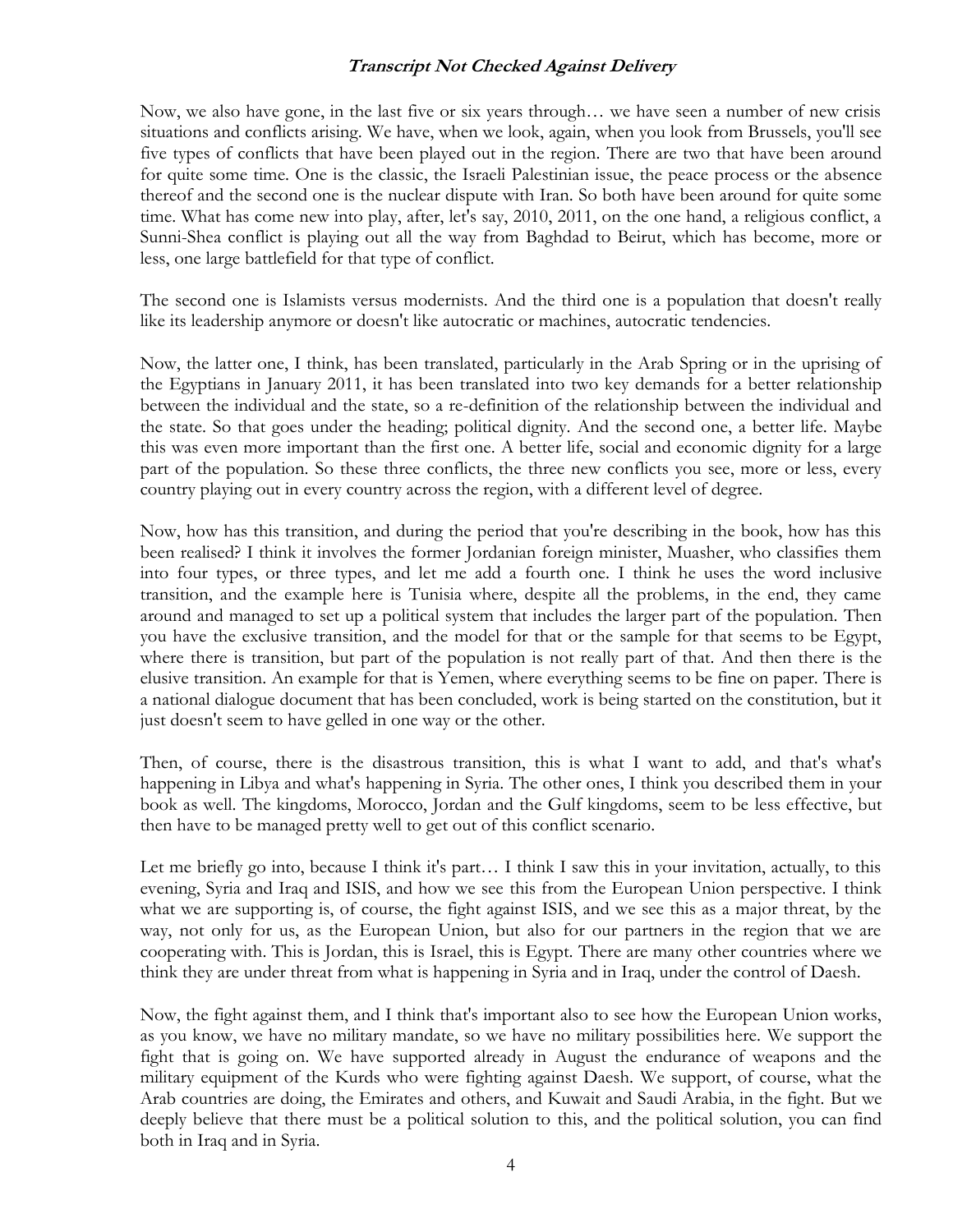Now, we also have gone, in the last five or six years through… we have seen a number of new crisis situations and conflicts arising. We have, when we look, again, when you look from Brussels, you'll see five types of conflicts that have been played out in the region. There are two that have been around for quite some time. One is the classic, the Israeli Palestinian issue, the peace process or the absence thereof and the second one is the nuclear dispute with Iran. So both have been around for quite some time. What has come new into play, after, let's say, 2010, 2011, on the one hand, a religious conflict, a Sunni-Shea conflict is playing out all the way from Baghdad to Beirut, which has become, more or less, one large battlefield for that type of conflict.

The second one is Islamists versus modernists. And the third one is a population that doesn't really like its leadership anymore or doesn't like autocratic or machines, autocratic tendencies.

Now, the latter one, I think, has been translated, particularly in the Arab Spring or in the uprising of the Egyptians in January 2011, it has been translated into two key demands for a better relationship between the individual and the state, so a re-definition of the relationship between the individual and the state. So that goes under the heading; political dignity. And the second one, a better life. Maybe this was even more important than the first one. A better life, social and economic dignity for a large part of the population. So these three conflicts, the three new conflicts you see, more or less, every country playing out in every country across the region, with a different level of degree.

Now, how has this transition, and during the period that you're describing in the book, how has this been realised? I think it involves the former Jordanian foreign minister, Muasher, who classifies them into four types, or three types, and let me add a fourth one. I think he uses the word inclusive transition, and the example here is Tunisia where, despite all the problems, in the end, they came around and managed to set up a political system that includes the larger part of the population. Then you have the exclusive transition, and the model for that or the sample for that seems to be Egypt, where there is transition, but part of the population is not really part of that. And then there is the elusive transition. An example for that is Yemen, where everything seems to be fine on paper. There is a national dialogue document that has been concluded, work is being started on the constitution, but it just doesn't seem to have gelled in one way or the other.

Then, of course, there is the disastrous transition, this is what I want to add, and that's what's happening in Libya and what's happening in Syria. The other ones, I think you described them in your book as well. The kingdoms, Morocco, Jordan and the Gulf kingdoms, seem to be less effective, but then have to be managed pretty well to get out of this conflict scenario.

Let me briefly go into, because I think it's part… I think I saw this in your invitation, actually, to this evening, Syria and Iraq and ISIS, and how we see this from the European Union perspective. I think what we are supporting is, of course, the fight against ISIS, and we see this as a major threat, by the way, not only for us, as the European Union, but also for our partners in the region that we are cooperating with. This is Jordan, this is Israel, this is Egypt. There are many other countries where we think they are under threat from what is happening in Syria and in Iraq, under the control of Daesh.

Now, the fight against them, and I think that's important also to see how the European Union works, as you know, we have no military mandate, so we have no military possibilities here. We support the fight that is going on. We have supported already in August the endurance of weapons and the military equipment of the Kurds who were fighting against Daesh. We support, of course, what the Arab countries are doing, the Emirates and others, and Kuwait and Saudi Arabia, in the fight. But we deeply believe that there must be a political solution to this, and the political solution, you can find both in Iraq and in Syria.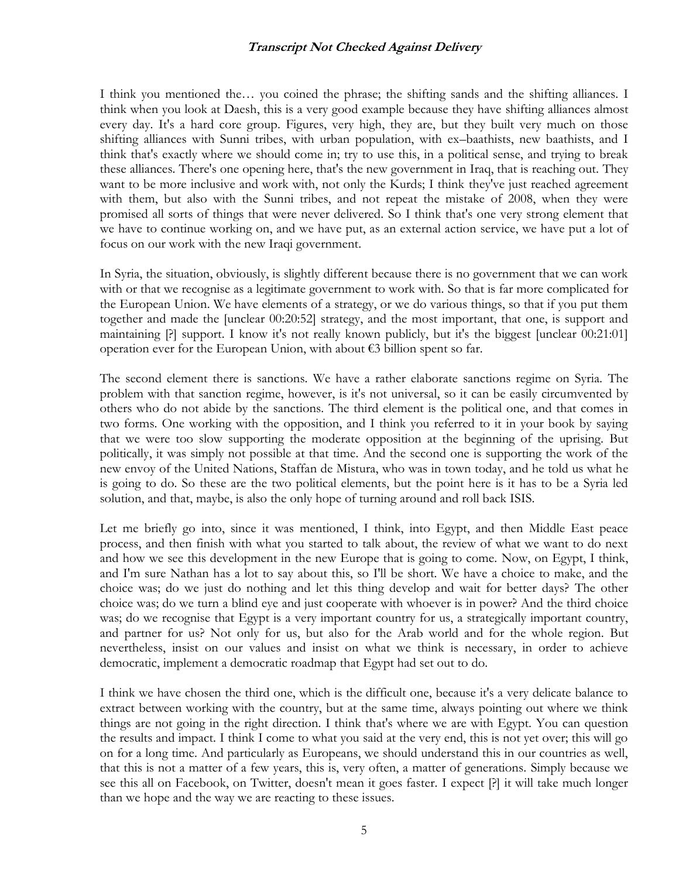I think you mentioned the… you coined the phrase; the shifting sands and the shifting alliances. I think when you look at Daesh, this is a very good example because they have shifting alliances almost every day. It's a hard core group. Figures, very high, they are, but they built very much on those shifting alliances with Sunni tribes, with urban population, with ex–baathists, new baathists, and I think that's exactly where we should come in; try to use this, in a political sense, and trying to break these alliances. There's one opening here, that's the new government in Iraq, that is reaching out. They want to be more inclusive and work with, not only the Kurds; I think they've just reached agreement with them, but also with the Sunni tribes, and not repeat the mistake of 2008, when they were promised all sorts of things that were never delivered. So I think that's one very strong element that we have to continue working on, and we have put, as an external action service, we have put a lot of focus on our work with the new Iraqi government.

In Syria, the situation, obviously, is slightly different because there is no government that we can work with or that we recognise as a legitimate government to work with. So that is far more complicated for the European Union. We have elements of a strategy, or we do various things, so that if you put them together and made the [unclear 00:20:52] strategy, and the most important, that one, is support and maintaining [?] support. I know it's not really known publicly, but it's the biggest [unclear 00:21:01] operation ever for the European Union, with about €3 billion spent so far.

The second element there is sanctions. We have a rather elaborate sanctions regime on Syria. The problem with that sanction regime, however, is it's not universal, so it can be easily circumvented by others who do not abide by the sanctions. The third element is the political one, and that comes in two forms. One working with the opposition, and I think you referred to it in your book by saying that we were too slow supporting the moderate opposition at the beginning of the uprising. But politically, it was simply not possible at that time. And the second one is supporting the work of the new envoy of the United Nations, Staffan de Mistura, who was in town today, and he told us what he is going to do. So these are the two political elements, but the point here is it has to be a Syria led solution, and that, maybe, is also the only hope of turning around and roll back ISIS.

Let me briefly go into, since it was mentioned, I think, into Egypt, and then Middle East peace process, and then finish with what you started to talk about, the review of what we want to do next and how we see this development in the new Europe that is going to come. Now, on Egypt, I think, and I'm sure Nathan has a lot to say about this, so I'll be short. We have a choice to make, and the choice was; do we just do nothing and let this thing develop and wait for better days? The other choice was; do we turn a blind eye and just cooperate with whoever is in power? And the third choice was; do we recognise that Egypt is a very important country for us, a strategically important country, and partner for us? Not only for us, but also for the Arab world and for the whole region. But nevertheless, insist on our values and insist on what we think is necessary, in order to achieve democratic, implement a democratic roadmap that Egypt had set out to do.

I think we have chosen the third one, which is the difficult one, because it's a very delicate balance to extract between working with the country, but at the same time, always pointing out where we think things are not going in the right direction. I think that's where we are with Egypt. You can question the results and impact. I think I come to what you said at the very end, this is not yet over; this will go on for a long time. And particularly as Europeans, we should understand this in our countries as well, that this is not a matter of a few years, this is, very often, a matter of generations. Simply because we see this all on Facebook, on Twitter, doesn't mean it goes faster. I expect [?] it will take much longer than we hope and the way we are reacting to these issues.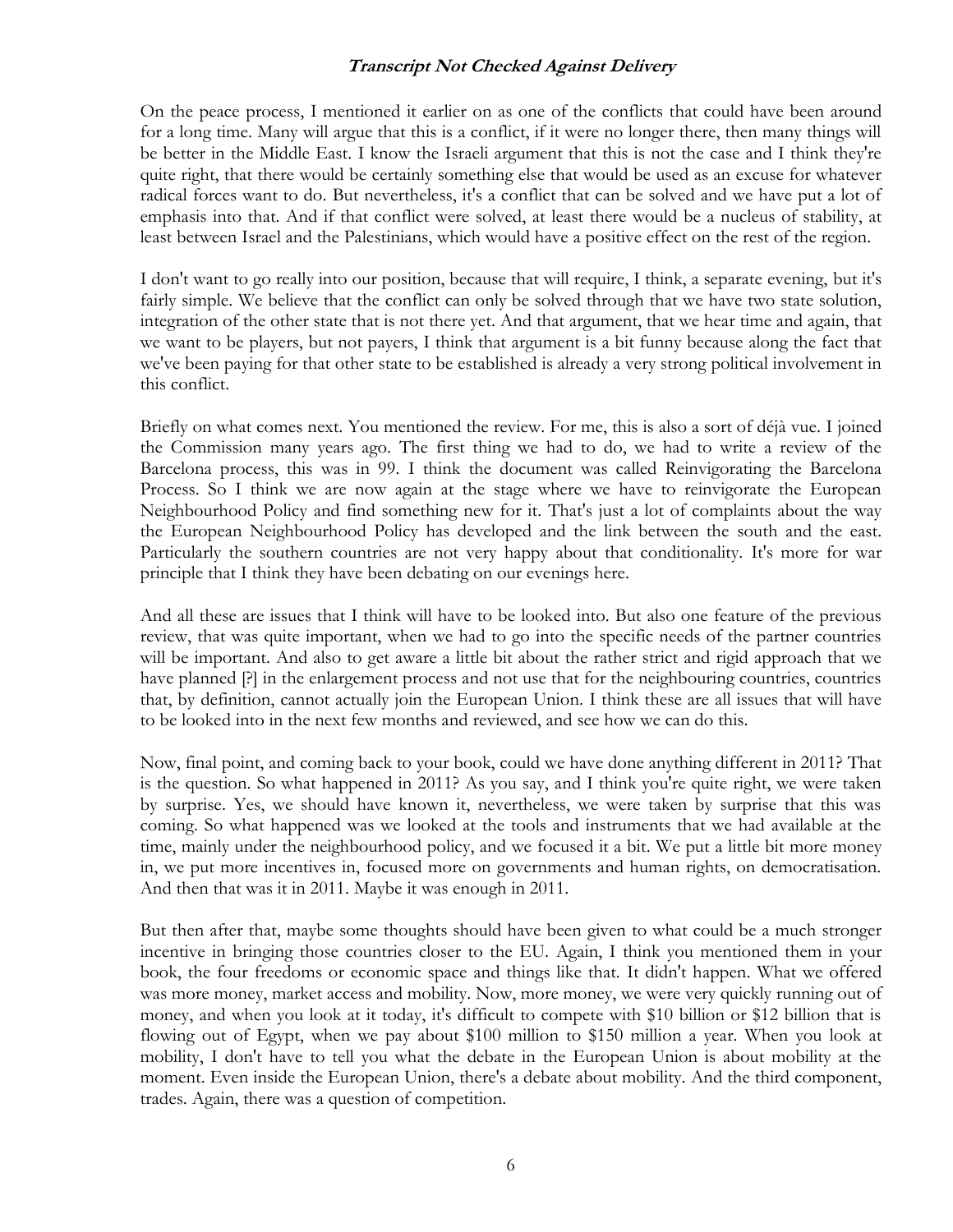On the peace process, I mentioned it earlier on as one of the conflicts that could have been around for a long time. Many will argue that this is a conflict, if it were no longer there, then many things will be better in the Middle East. I know the Israeli argument that this is not the case and I think they're quite right, that there would be certainly something else that would be used as an excuse for whatever radical forces want to do. But nevertheless, it's a conflict that can be solved and we have put a lot of emphasis into that. And if that conflict were solved, at least there would be a nucleus of stability, at least between Israel and the Palestinians, which would have a positive effect on the rest of the region.

I don't want to go really into our position, because that will require, I think, a separate evening, but it's fairly simple. We believe that the conflict can only be solved through that we have two state solution, integration of the other state that is not there yet. And that argument, that we hear time and again, that we want to be players, but not payers, I think that argument is a bit funny because along the fact that we've been paying for that other state to be established is already a very strong political involvement in this conflict.

Briefly on what comes next. You mentioned the review. For me, this is also a sort of déjà vue. I joined the Commission many years ago. The first thing we had to do, we had to write a review of the Barcelona process, this was in 99. I think the document was called Reinvigorating the Barcelona Process. So I think we are now again at the stage where we have to reinvigorate the European Neighbourhood Policy and find something new for it. That's just a lot of complaints about the way the European Neighbourhood Policy has developed and the link between the south and the east. Particularly the southern countries are not very happy about that conditionality. It's more for war principle that I think they have been debating on our evenings here.

And all these are issues that I think will have to be looked into. But also one feature of the previous review, that was quite important, when we had to go into the specific needs of the partner countries will be important. And also to get aware a little bit about the rather strict and rigid approach that we have planned [?] in the enlargement process and not use that for the neighbouring countries, countries that, by definition, cannot actually join the European Union. I think these are all issues that will have to be looked into in the next few months and reviewed, and see how we can do this.

Now, final point, and coming back to your book, could we have done anything different in 2011? That is the question. So what happened in 2011? As you say, and I think you're quite right, we were taken by surprise. Yes, we should have known it, nevertheless, we were taken by surprise that this was coming. So what happened was we looked at the tools and instruments that we had available at the time, mainly under the neighbourhood policy, and we focused it a bit. We put a little bit more money in, we put more incentives in, focused more on governments and human rights, on democratisation. And then that was it in 2011. Maybe it was enough in 2011.

But then after that, maybe some thoughts should have been given to what could be a much stronger incentive in bringing those countries closer to the EU. Again, I think you mentioned them in your book, the four freedoms or economic space and things like that. It didn't happen. What we offered was more money, market access and mobility. Now, more money, we were very quickly running out of money, and when you look at it today, it's difficult to compete with \$10 billion or \$12 billion that is flowing out of Egypt, when we pay about \$100 million to \$150 million a year. When you look at mobility, I don't have to tell you what the debate in the European Union is about mobility at the moment. Even inside the European Union, there's a debate about mobility. And the third component, trades. Again, there was a question of competition.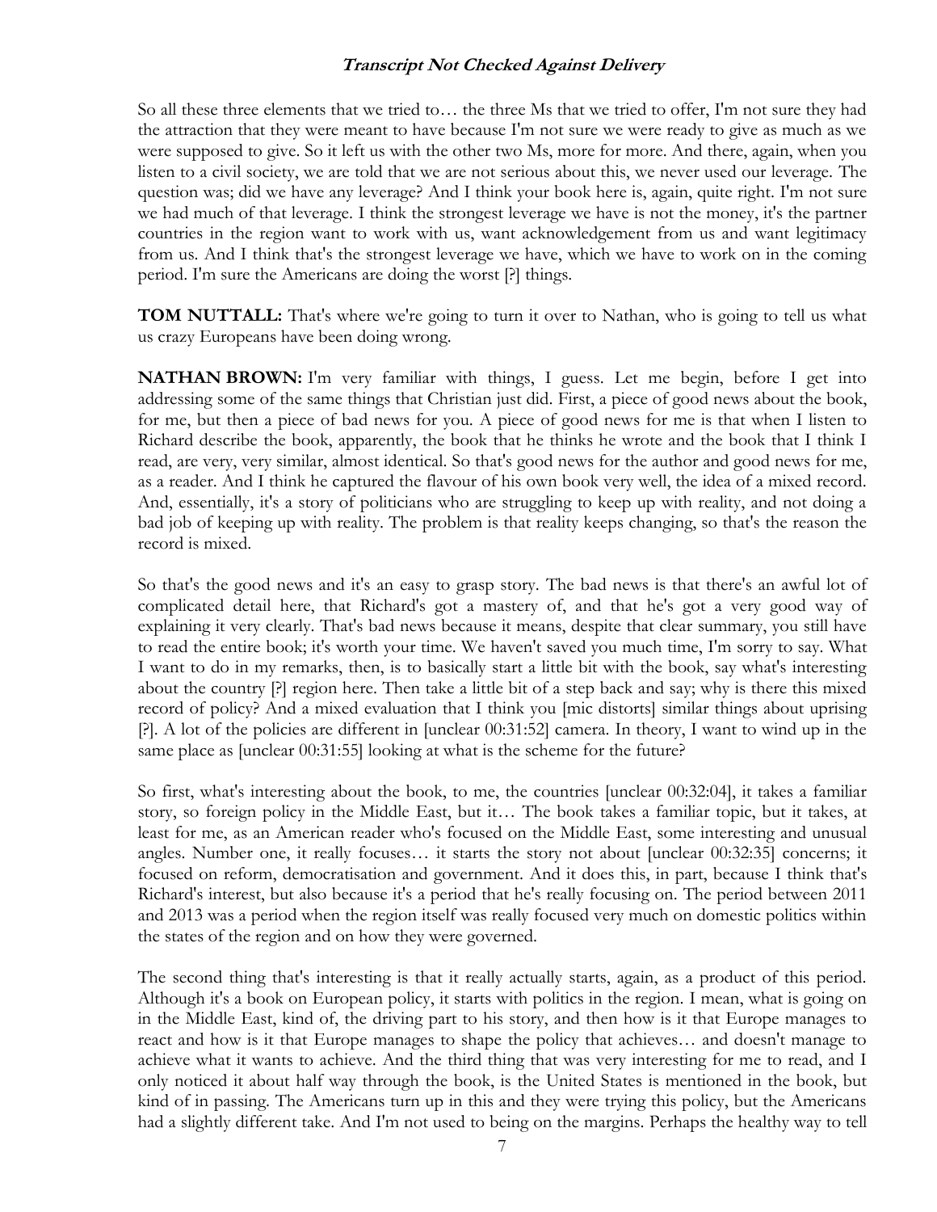So all these three elements that we tried to… the three Ms that we tried to offer, I'm not sure they had the attraction that they were meant to have because I'm not sure we were ready to give as much as we were supposed to give. So it left us with the other two Ms, more for more. And there, again, when you listen to a civil society, we are told that we are not serious about this, we never used our leverage. The question was; did we have any leverage? And I think your book here is, again, quite right. I'm not sure we had much of that leverage. I think the strongest leverage we have is not the money, it's the partner countries in the region want to work with us, want acknowledgement from us and want legitimacy from us. And I think that's the strongest leverage we have, which we have to work on in the coming period. I'm sure the Americans are doing the worst [?] things.

**TOM NUTTALL:** That's where we're going to turn it over to Nathan, who is going to tell us what us crazy Europeans have been doing wrong.

**NATHAN BROWN:** I'm very familiar with things, I guess. Let me begin, before I get into addressing some of the same things that Christian just did. First, a piece of good news about the book, for me, but then a piece of bad news for you. A piece of good news for me is that when I listen to Richard describe the book, apparently, the book that he thinks he wrote and the book that I think I read, are very, very similar, almost identical. So that's good news for the author and good news for me, as a reader. And I think he captured the flavour of his own book very well, the idea of a mixed record. And, essentially, it's a story of politicians who are struggling to keep up with reality, and not doing a bad job of keeping up with reality. The problem is that reality keeps changing, so that's the reason the record is mixed.

So that's the good news and it's an easy to grasp story. The bad news is that there's an awful lot of complicated detail here, that Richard's got a mastery of, and that he's got a very good way of explaining it very clearly. That's bad news because it means, despite that clear summary, you still have to read the entire book; it's worth your time. We haven't saved you much time, I'm sorry to say. What I want to do in my remarks, then, is to basically start a little bit with the book, say what's interesting about the country [?] region here. Then take a little bit of a step back and say; why is there this mixed record of policy? And a mixed evaluation that I think you [mic distorts] similar things about uprising [?]. A lot of the policies are different in [unclear 00:31:52] camera. In theory, I want to wind up in the same place as [unclear 00:31:55] looking at what is the scheme for the future?

So first, what's interesting about the book, to me, the countries [unclear 00:32:04], it takes a familiar story, so foreign policy in the Middle East, but it… The book takes a familiar topic, but it takes, at least for me, as an American reader who's focused on the Middle East, some interesting and unusual angles. Number one, it really focuses… it starts the story not about [unclear 00:32:35] concerns; it focused on reform, democratisation and government. And it does this, in part, because I think that's Richard's interest, but also because it's a period that he's really focusing on. The period between 2011 and 2013 was a period when the region itself was really focused very much on domestic politics within the states of the region and on how they were governed.

The second thing that's interesting is that it really actually starts, again, as a product of this period. Although it's a book on European policy, it starts with politics in the region. I mean, what is going on in the Middle East, kind of, the driving part to his story, and then how is it that Europe manages to react and how is it that Europe manages to shape the policy that achieves… and doesn't manage to achieve what it wants to achieve. And the third thing that was very interesting for me to read, and I only noticed it about half way through the book, is the United States is mentioned in the book, but kind of in passing. The Americans turn up in this and they were trying this policy, but the Americans had a slightly different take. And I'm not used to being on the margins. Perhaps the healthy way to tell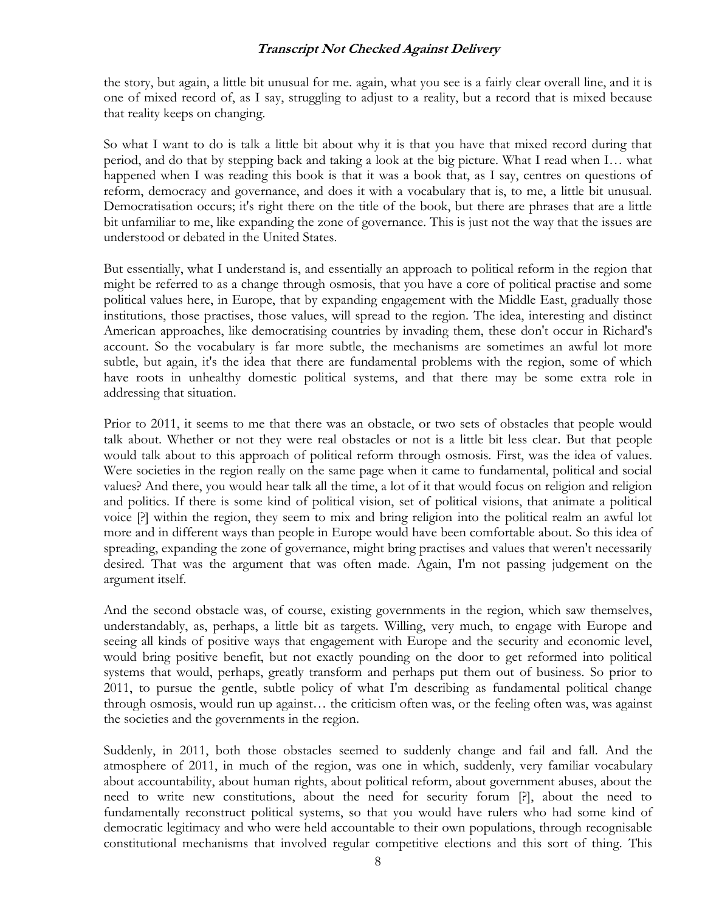the story, but again, a little bit unusual for me. again, what you see is a fairly clear overall line, and it is one of mixed record of, as I say, struggling to adjust to a reality, but a record that is mixed because that reality keeps on changing.

So what I want to do is talk a little bit about why it is that you have that mixed record during that period, and do that by stepping back and taking a look at the big picture. What I read when I… what happened when I was reading this book is that it was a book that, as I say, centres on questions of reform, democracy and governance, and does it with a vocabulary that is, to me, a little bit unusual. Democratisation occurs; it's right there on the title of the book, but there are phrases that are a little bit unfamiliar to me, like expanding the zone of governance. This is just not the way that the issues are understood or debated in the United States.

But essentially, what I understand is, and essentially an approach to political reform in the region that might be referred to as a change through osmosis, that you have a core of political practise and some political values here, in Europe, that by expanding engagement with the Middle East, gradually those institutions, those practises, those values, will spread to the region. The idea, interesting and distinct American approaches, like democratising countries by invading them, these don't occur in Richard's account. So the vocabulary is far more subtle, the mechanisms are sometimes an awful lot more subtle, but again, it's the idea that there are fundamental problems with the region, some of which have roots in unhealthy domestic political systems, and that there may be some extra role in addressing that situation.

Prior to 2011, it seems to me that there was an obstacle, or two sets of obstacles that people would talk about. Whether or not they were real obstacles or not is a little bit less clear. But that people would talk about to this approach of political reform through osmosis. First, was the idea of values. Were societies in the region really on the same page when it came to fundamental, political and social values? And there, you would hear talk all the time, a lot of it that would focus on religion and religion and politics. If there is some kind of political vision, set of political visions, that animate a political voice [?] within the region, they seem to mix and bring religion into the political realm an awful lot more and in different ways than people in Europe would have been comfortable about. So this idea of spreading, expanding the zone of governance, might bring practises and values that weren't necessarily desired. That was the argument that was often made. Again, I'm not passing judgement on the argument itself.

And the second obstacle was, of course, existing governments in the region, which saw themselves, understandably, as, perhaps, a little bit as targets. Willing, very much, to engage with Europe and seeing all kinds of positive ways that engagement with Europe and the security and economic level, would bring positive benefit, but not exactly pounding on the door to get reformed into political systems that would, perhaps, greatly transform and perhaps put them out of business. So prior to 2011, to pursue the gentle, subtle policy of what I'm describing as fundamental political change through osmosis, would run up against… the criticism often was, or the feeling often was, was against the societies and the governments in the region.

Suddenly, in 2011, both those obstacles seemed to suddenly change and fail and fall. And the atmosphere of 2011, in much of the region, was one in which, suddenly, very familiar vocabulary about accountability, about human rights, about political reform, about government abuses, about the need to write new constitutions, about the need for security forum [?], about the need to fundamentally reconstruct political systems, so that you would have rulers who had some kind of democratic legitimacy and who were held accountable to their own populations, through recognisable constitutional mechanisms that involved regular competitive elections and this sort of thing. This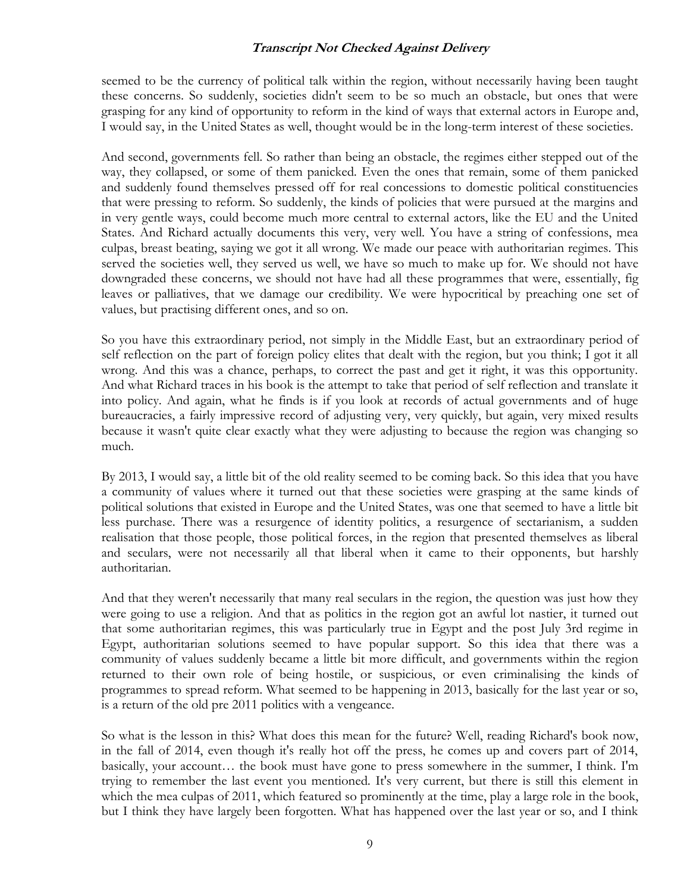seemed to be the currency of political talk within the region, without necessarily having been taught these concerns. So suddenly, societies didn't seem to be so much an obstacle, but ones that were grasping for any kind of opportunity to reform in the kind of ways that external actors in Europe and, I would say, in the United States as well, thought would be in the long-term interest of these societies.

And second, governments fell. So rather than being an obstacle, the regimes either stepped out of the way, they collapsed, or some of them panicked. Even the ones that remain, some of them panicked and suddenly found themselves pressed off for real concessions to domestic political constituencies that were pressing to reform. So suddenly, the kinds of policies that were pursued at the margins and in very gentle ways, could become much more central to external actors, like the EU and the United States. And Richard actually documents this very, very well. You have a string of confessions, mea culpas, breast beating, saying we got it all wrong. We made our peace with authoritarian regimes. This served the societies well, they served us well, we have so much to make up for. We should not have downgraded these concerns, we should not have had all these programmes that were, essentially, fig leaves or palliatives, that we damage our credibility. We were hypocritical by preaching one set of values, but practising different ones, and so on.

So you have this extraordinary period, not simply in the Middle East, but an extraordinary period of self reflection on the part of foreign policy elites that dealt with the region, but you think; I got it all wrong. And this was a chance, perhaps, to correct the past and get it right, it was this opportunity. And what Richard traces in his book is the attempt to take that period of self reflection and translate it into policy. And again, what he finds is if you look at records of actual governments and of huge bureaucracies, a fairly impressive record of adjusting very, very quickly, but again, very mixed results because it wasn't quite clear exactly what they were adjusting to because the region was changing so much.

By 2013, I would say, a little bit of the old reality seemed to be coming back. So this idea that you have a community of values where it turned out that these societies were grasping at the same kinds of political solutions that existed in Europe and the United States, was one that seemed to have a little bit less purchase. There was a resurgence of identity politics, a resurgence of sectarianism, a sudden realisation that those people, those political forces, in the region that presented themselves as liberal and seculars, were not necessarily all that liberal when it came to their opponents, but harshly authoritarian.

And that they weren't necessarily that many real seculars in the region, the question was just how they were going to use a religion. And that as politics in the region got an awful lot nastier, it turned out that some authoritarian regimes, this was particularly true in Egypt and the post July 3rd regime in Egypt, authoritarian solutions seemed to have popular support. So this idea that there was a community of values suddenly became a little bit more difficult, and governments within the region returned to their own role of being hostile, or suspicious, or even criminalising the kinds of programmes to spread reform. What seemed to be happening in 2013, basically for the last year or so, is a return of the old pre 2011 politics with a vengeance.

So what is the lesson in this? What does this mean for the future? Well, reading Richard's book now, in the fall of 2014, even though it's really hot off the press, he comes up and covers part of 2014, basically, your account… the book must have gone to press somewhere in the summer, I think. I'm trying to remember the last event you mentioned. It's very current, but there is still this element in which the mea culpas of 2011, which featured so prominently at the time, play a large role in the book, but I think they have largely been forgotten. What has happened over the last year or so, and I think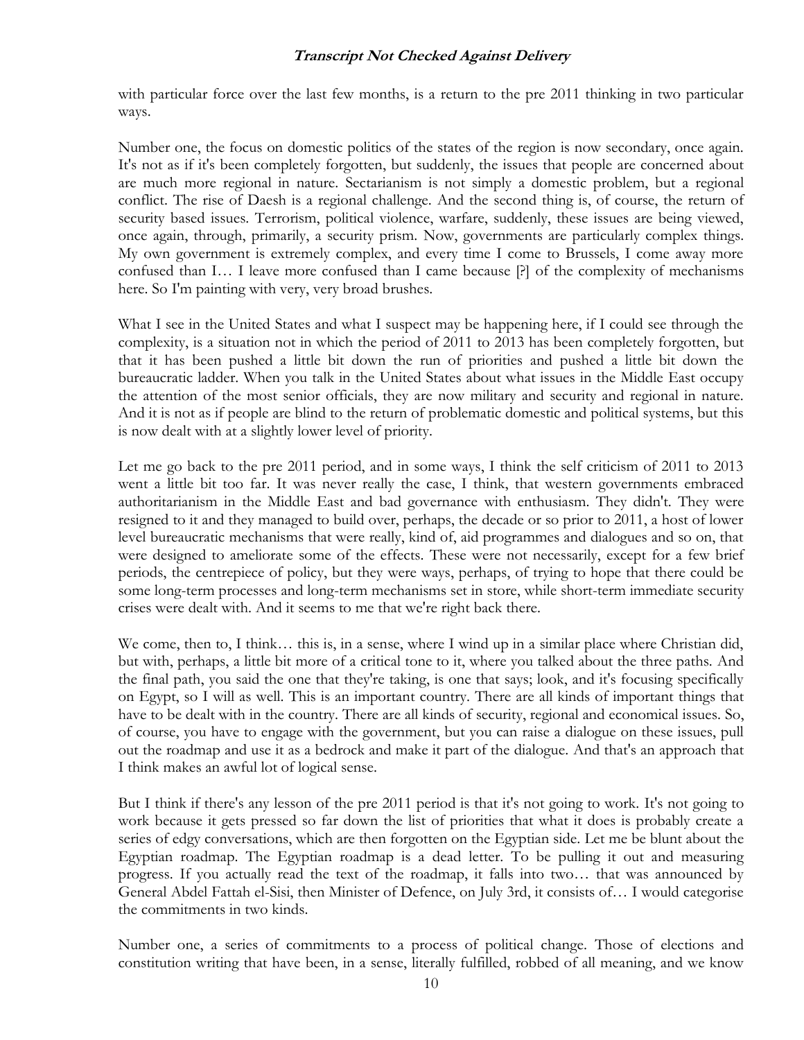with particular force over the last few months, is a return to the pre 2011 thinking in two particular ways.

Number one, the focus on domestic politics of the states of the region is now secondary, once again. It's not as if it's been completely forgotten, but suddenly, the issues that people are concerned about are much more regional in nature. Sectarianism is not simply a domestic problem, but a regional conflict. The rise of Daesh is a regional challenge. And the second thing is, of course, the return of security based issues. Terrorism, political violence, warfare, suddenly, these issues are being viewed, once again, through, primarily, a security prism. Now, governments are particularly complex things. My own government is extremely complex, and every time I come to Brussels, I come away more confused than I… I leave more confused than I came because [?] of the complexity of mechanisms here. So I'm painting with very, very broad brushes.

What I see in the United States and what I suspect may be happening here, if I could see through the complexity, is a situation not in which the period of 2011 to 2013 has been completely forgotten, but that it has been pushed a little bit down the run of priorities and pushed a little bit down the bureaucratic ladder. When you talk in the United States about what issues in the Middle East occupy the attention of the most senior officials, they are now military and security and regional in nature. And it is not as if people are blind to the return of problematic domestic and political systems, but this is now dealt with at a slightly lower level of priority.

Let me go back to the pre 2011 period, and in some ways, I think the self criticism of 2011 to 2013 went a little bit too far. It was never really the case, I think, that western governments embraced authoritarianism in the Middle East and bad governance with enthusiasm. They didn't. They were resigned to it and they managed to build over, perhaps, the decade or so prior to 2011, a host of lower level bureaucratic mechanisms that were really, kind of, aid programmes and dialogues and so on, that were designed to ameliorate some of the effects. These were not necessarily, except for a few brief periods, the centrepiece of policy, but they were ways, perhaps, of trying to hope that there could be some long-term processes and long-term mechanisms set in store, while short-term immediate security crises were dealt with. And it seems to me that we're right back there.

We come, then to, I think… this is, in a sense, where I wind up in a similar place where Christian did, but with, perhaps, a little bit more of a critical tone to it, where you talked about the three paths. And the final path, you said the one that they're taking, is one that says; look, and it's focusing specifically on Egypt, so I will as well. This is an important country. There are all kinds of important things that have to be dealt with in the country. There are all kinds of security, regional and economical issues. So, of course, you have to engage with the government, but you can raise a dialogue on these issues, pull out the roadmap and use it as a bedrock and make it part of the dialogue. And that's an approach that I think makes an awful lot of logical sense.

But I think if there's any lesson of the pre 2011 period is that it's not going to work. It's not going to work because it gets pressed so far down the list of priorities that what it does is probably create a series of edgy conversations, which are then forgotten on the Egyptian side. Let me be blunt about the Egyptian roadmap. The Egyptian roadmap is a dead letter. To be pulling it out and measuring progress. If you actually read the text of the roadmap, it falls into two… that was announced by General Abdel Fattah el-Sisi, then Minister of Defence, on July 3rd, it consists of… I would categorise the commitments in two kinds.

Number one, a series of commitments to a process of political change. Those of elections and constitution writing that have been, in a sense, literally fulfilled, robbed of all meaning, and we know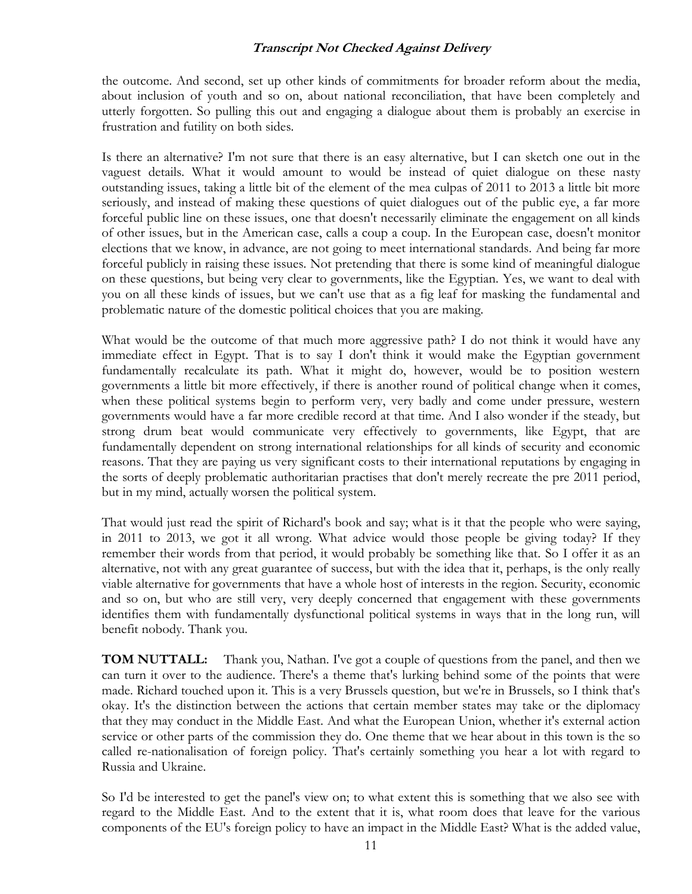the outcome. And second, set up other kinds of commitments for broader reform about the media, about inclusion of youth and so on, about national reconciliation, that have been completely and utterly forgotten. So pulling this out and engaging a dialogue about them is probably an exercise in frustration and futility on both sides.

Is there an alternative? I'm not sure that there is an easy alternative, but I can sketch one out in the vaguest details. What it would amount to would be instead of quiet dialogue on these nasty outstanding issues, taking a little bit of the element of the mea culpas of 2011 to 2013 a little bit more seriously, and instead of making these questions of quiet dialogues out of the public eye, a far more forceful public line on these issues, one that doesn't necessarily eliminate the engagement on all kinds of other issues, but in the American case, calls a coup a coup. In the European case, doesn't monitor elections that we know, in advance, are not going to meet international standards. And being far more forceful publicly in raising these issues. Not pretending that there is some kind of meaningful dialogue on these questions, but being very clear to governments, like the Egyptian. Yes, we want to deal with you on all these kinds of issues, but we can't use that as a fig leaf for masking the fundamental and problematic nature of the domestic political choices that you are making.

What would be the outcome of that much more aggressive path? I do not think it would have any immediate effect in Egypt. That is to say I don't think it would make the Egyptian government fundamentally recalculate its path. What it might do, however, would be to position western governments a little bit more effectively, if there is another round of political change when it comes, when these political systems begin to perform very, very badly and come under pressure, western governments would have a far more credible record at that time. And I also wonder if the steady, but strong drum beat would communicate very effectively to governments, like Egypt, that are fundamentally dependent on strong international relationships for all kinds of security and economic reasons. That they are paying us very significant costs to their international reputations by engaging in the sorts of deeply problematic authoritarian practises that don't merely recreate the pre 2011 period, but in my mind, actually worsen the political system.

That would just read the spirit of Richard's book and say; what is it that the people who were saying, in 2011 to 2013, we got it all wrong. What advice would those people be giving today? If they remember their words from that period, it would probably be something like that. So I offer it as an alternative, not with any great guarantee of success, but with the idea that it, perhaps, is the only really viable alternative for governments that have a whole host of interests in the region. Security, economic and so on, but who are still very, very deeply concerned that engagement with these governments identifies them with fundamentally dysfunctional political systems in ways that in the long run, will benefit nobody. Thank you.

**TOM NUTTALL:** Thank you, Nathan. I've got a couple of questions from the panel, and then we can turn it over to the audience. There's a theme that's lurking behind some of the points that were made. Richard touched upon it. This is a very Brussels question, but we're in Brussels, so I think that's okay. It's the distinction between the actions that certain member states may take or the diplomacy that they may conduct in the Middle East. And what the European Union, whether it's external action service or other parts of the commission they do. One theme that we hear about in this town is the so called re-nationalisation of foreign policy. That's certainly something you hear a lot with regard to Russia and Ukraine.

So I'd be interested to get the panel's view on; to what extent this is something that we also see with regard to the Middle East. And to the extent that it is, what room does that leave for the various components of the EU's foreign policy to have an impact in the Middle East? What is the added value,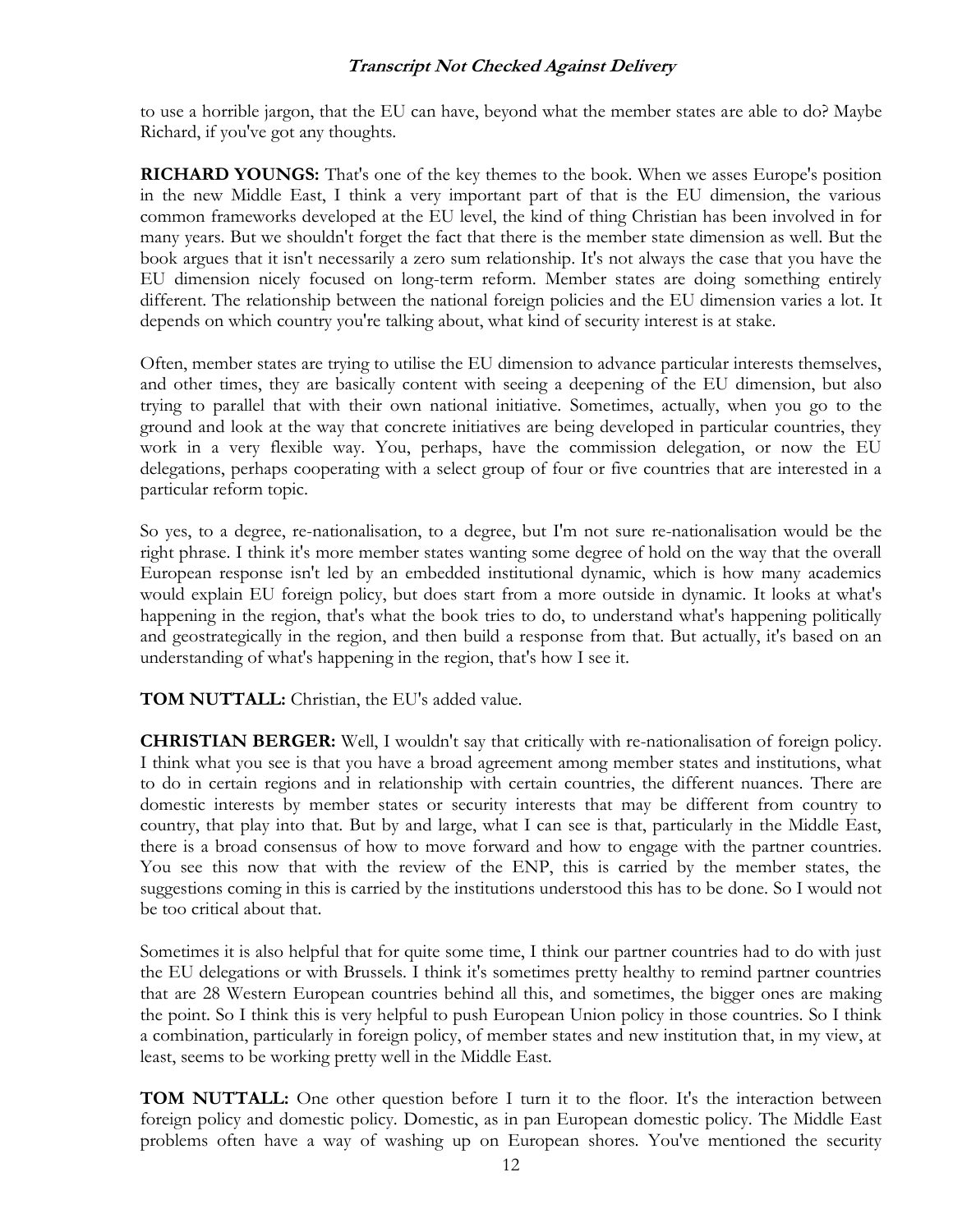to use a horrible jargon, that the EU can have, beyond what the member states are able to do? Maybe Richard, if you've got any thoughts.

**RICHARD YOUNGS:** That's one of the key themes to the book. When we asses Europe's position in the new Middle East, I think a very important part of that is the EU dimension, the various common frameworks developed at the EU level, the kind of thing Christian has been involved in for many years. But we shouldn't forget the fact that there is the member state dimension as well. But the book argues that it isn't necessarily a zero sum relationship. It's not always the case that you have the EU dimension nicely focused on long-term reform. Member states are doing something entirely different. The relationship between the national foreign policies and the EU dimension varies a lot. It depends on which country you're talking about, what kind of security interest is at stake.

Often, member states are trying to utilise the EU dimension to advance particular interests themselves, and other times, they are basically content with seeing a deepening of the EU dimension, but also trying to parallel that with their own national initiative. Sometimes, actually, when you go to the ground and look at the way that concrete initiatives are being developed in particular countries, they work in a very flexible way. You, perhaps, have the commission delegation, or now the EU delegations, perhaps cooperating with a select group of four or five countries that are interested in a particular reform topic.

So yes, to a degree, re-nationalisation, to a degree, but I'm not sure re-nationalisation would be the right phrase. I think it's more member states wanting some degree of hold on the way that the overall European response isn't led by an embedded institutional dynamic, which is how many academics would explain EU foreign policy, but does start from a more outside in dynamic. It looks at what's happening in the region, that's what the book tries to do, to understand what's happening politically and geostrategically in the region, and then build a response from that. But actually, it's based on an understanding of what's happening in the region, that's how I see it.

**TOM NUTTALL:** Christian, the EU's added value.

**CHRISTIAN BERGER:** Well, I wouldn't say that critically with re-nationalisation of foreign policy. I think what you see is that you have a broad agreement among member states and institutions, what to do in certain regions and in relationship with certain countries, the different nuances. There are domestic interests by member states or security interests that may be different from country to country, that play into that. But by and large, what I can see is that, particularly in the Middle East, there is a broad consensus of how to move forward and how to engage with the partner countries. You see this now that with the review of the ENP, this is carried by the member states, the suggestions coming in this is carried by the institutions understood this has to be done. So I would not be too critical about that.

Sometimes it is also helpful that for quite some time, I think our partner countries had to do with just the EU delegations or with Brussels. I think it's sometimes pretty healthy to remind partner countries that are 28 Western European countries behind all this, and sometimes, the bigger ones are making the point. So I think this is very helpful to push European Union policy in those countries. So I think a combination, particularly in foreign policy, of member states and new institution that, in my view, at least, seems to be working pretty well in the Middle East.

**TOM NUTTALL:** One other question before I turn it to the floor. It's the interaction between foreign policy and domestic policy. Domestic, as in pan European domestic policy. The Middle East problems often have a way of washing up on European shores. You've mentioned the security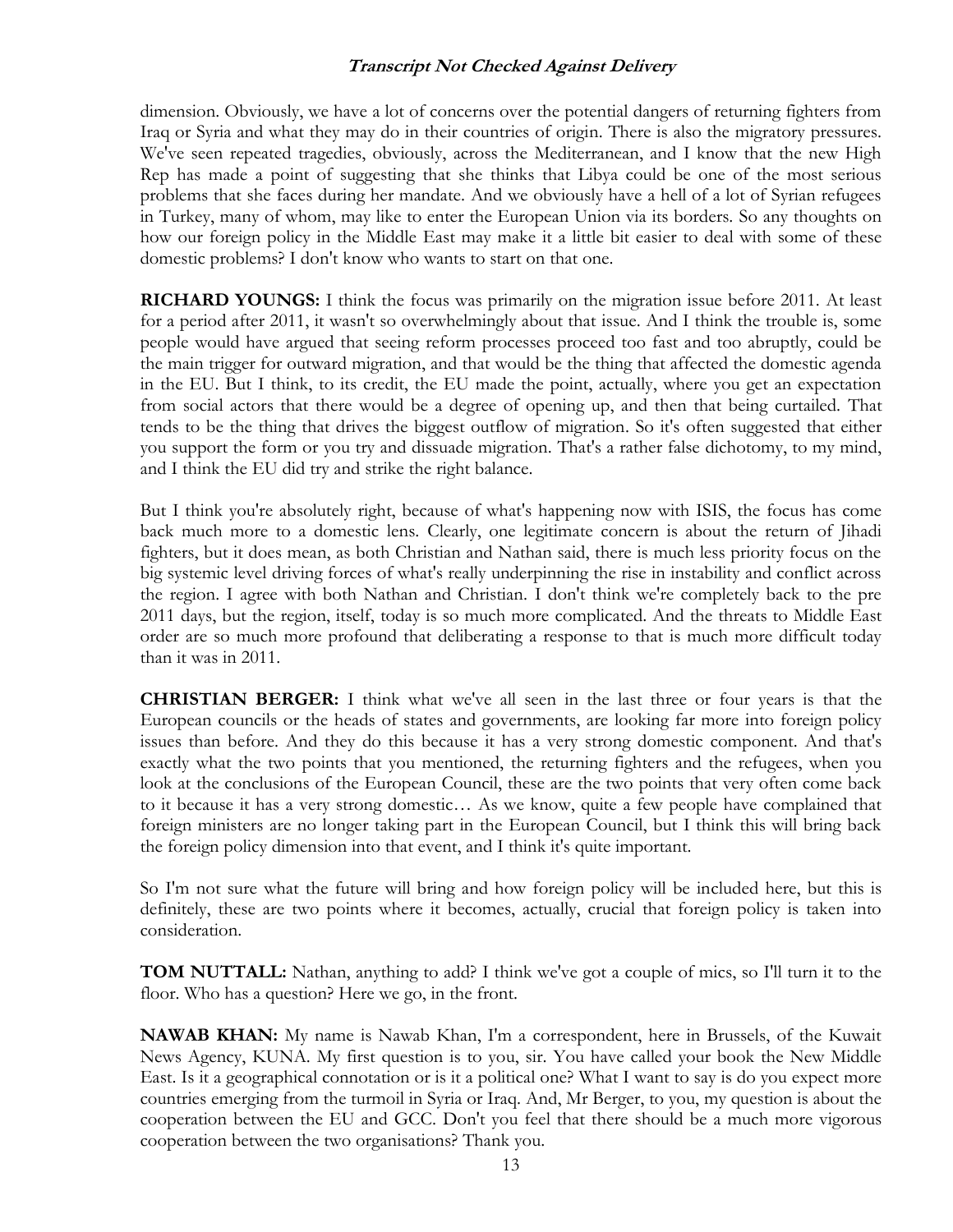dimension. Obviously, we have a lot of concerns over the potential dangers of returning fighters from Iraq or Syria and what they may do in their countries of origin. There is also the migratory pressures. We've seen repeated tragedies, obviously, across the Mediterranean, and I know that the new High Rep has made a point of suggesting that she thinks that Libya could be one of the most serious problems that she faces during her mandate. And we obviously have a hell of a lot of Syrian refugees in Turkey, many of whom, may like to enter the European Union via its borders. So any thoughts on how our foreign policy in the Middle East may make it a little bit easier to deal with some of these domestic problems? I don't know who wants to start on that one.

**RICHARD YOUNGS:** I think the focus was primarily on the migration issue before 2011. At least for a period after 2011, it wasn't so overwhelmingly about that issue. And I think the trouble is, some people would have argued that seeing reform processes proceed too fast and too abruptly, could be the main trigger for outward migration, and that would be the thing that affected the domestic agenda in the EU. But I think, to its credit, the EU made the point, actually, where you get an expectation from social actors that there would be a degree of opening up, and then that being curtailed. That tends to be the thing that drives the biggest outflow of migration. So it's often suggested that either you support the form or you try and dissuade migration. That's a rather false dichotomy, to my mind, and I think the EU did try and strike the right balance.

But I think you're absolutely right, because of what's happening now with ISIS, the focus has come back much more to a domestic lens. Clearly, one legitimate concern is about the return of Jihadi fighters, but it does mean, as both Christian and Nathan said, there is much less priority focus on the big systemic level driving forces of what's really underpinning the rise in instability and conflict across the region. I agree with both Nathan and Christian. I don't think we're completely back to the pre 2011 days, but the region, itself, today is so much more complicated. And the threats to Middle East order are so much more profound that deliberating a response to that is much more difficult today than it was in 2011.

**CHRISTIAN BERGER:** I think what we've all seen in the last three or four years is that the European councils or the heads of states and governments, are looking far more into foreign policy issues than before. And they do this because it has a very strong domestic component. And that's exactly what the two points that you mentioned, the returning fighters and the refugees, when you look at the conclusions of the European Council, these are the two points that very often come back to it because it has a very strong domestic… As we know, quite a few people have complained that foreign ministers are no longer taking part in the European Council, but I think this will bring back the foreign policy dimension into that event, and I think it's quite important.

So I'm not sure what the future will bring and how foreign policy will be included here, but this is definitely, these are two points where it becomes, actually, crucial that foreign policy is taken into consideration.

**TOM NUTTALL:** Nathan, anything to add? I think we've got a couple of mics, so I'll turn it to the floor. Who has a question? Here we go, in the front.

**NAWAB KHAN:** My name is Nawab Khan, I'm a correspondent, here in Brussels, of the Kuwait News Agency, KUNA. My first question is to you, sir. You have called your book the New Middle East. Is it a geographical connotation or is it a political one? What I want to say is do you expect more countries emerging from the turmoil in Syria or Iraq. And, Mr Berger, to you, my question is about the cooperation between the EU and GCC. Don't you feel that there should be a much more vigorous cooperation between the two organisations? Thank you.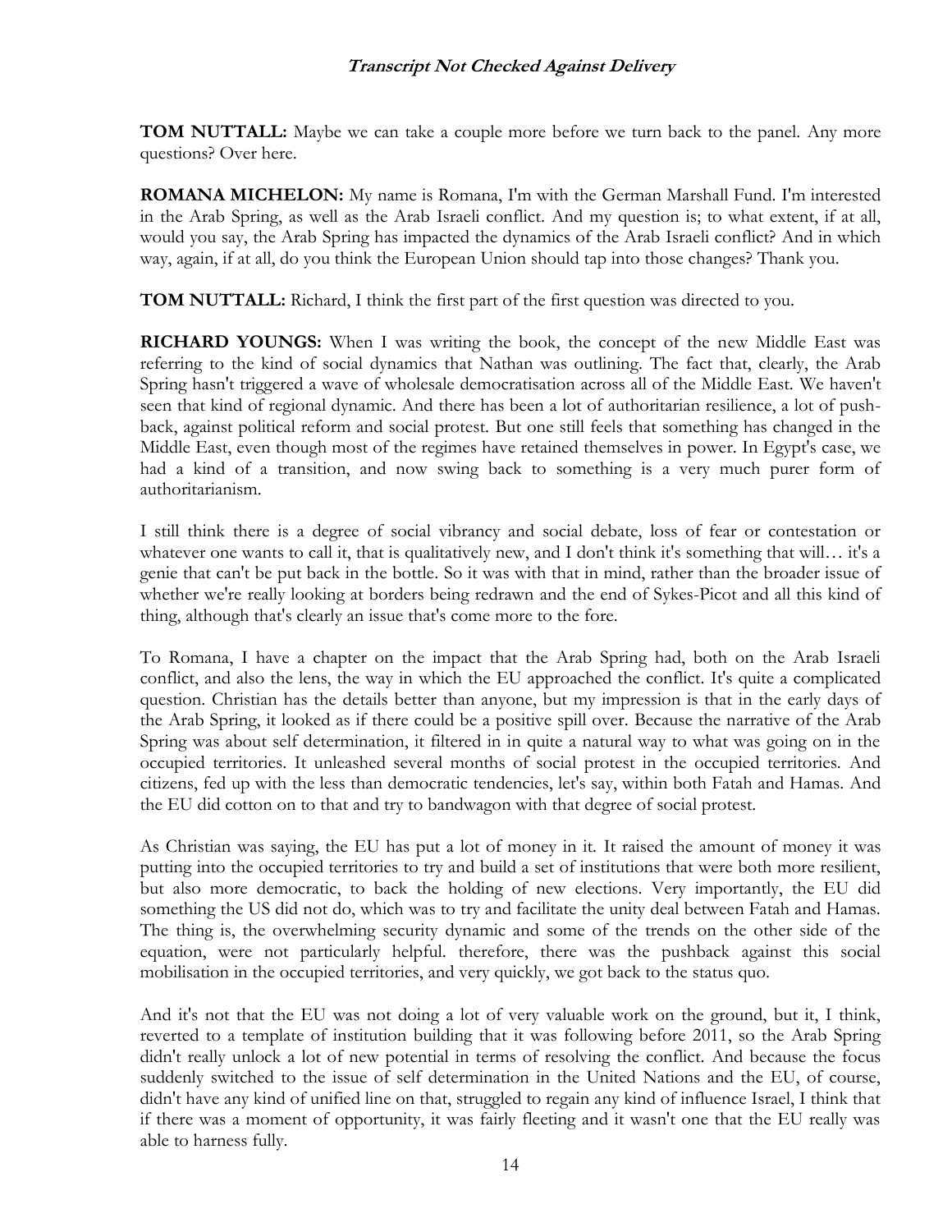**TOM NUTTALL:** Maybe we can take a couple more before we turn back to the panel. Any more questions? Over here.

**ROMANA MICHELON:** My name is Romana, I'm with the German Marshall Fund. I'm interested in the Arab Spring, as well as the Arab Israeli conflict. And my question is; to what extent, if at all, would you say, the Arab Spring has impacted the dynamics of the Arab Israeli conflict? And in which way, again, if at all, do you think the European Union should tap into those changes? Thank you.

**TOM NUTTALL:** Richard, I think the first part of the first question was directed to you.

**RICHARD YOUNGS:** When I was writing the book, the concept of the new Middle East was referring to the kind of social dynamics that Nathan was outlining. The fact that, clearly, the Arab Spring hasn't triggered a wave of wholesale democratisation across all of the Middle East. We haven't seen that kind of regional dynamic. And there has been a lot of authoritarian resilience, a lot of push-back, against political reform and social protest. But one still feels that something has changed in the Middle East, even though most of the regimes have retained themselves in power. In Egypt's case, we had a kind of a transition, and now swing back to something is a very much purer form of authoritarianism.

I still think there is a degree of social vibrancy and social debate, loss of fear or contestation or whatever one wants to call it, that is qualitatively new, and I don't think it's something that will… it's a genie that can't be put back in the bottle. So it was with that in mind, rather than the broader issue of whether we're really looking at borders being redrawn and the end of Sykes-Picot and all this kind of thing, although that's clearly an issue that's come more to the fore.

To Romana, I have a chapter on the impact that the Arab Spring had, both on the Arab Israeli conflict, and also the lens, the way in which the EU approached the conflict. It's quite a complicated question. Christian has the details better than anyone, but my impression is that in the early days of the Arab Spring, it looked as if there could be a positive spill over. Because the narrative of the Arab Spring was about self determination, it filtered in in quite a natural way to what was going on in the occupied territories. It unleashed several months of social protest in the occupied territories. And citizens, fed up with the less than democratic tendencies, let's say, within both Fatah and Hamas. And the EU did cotton on to that and try to bandwagon with that degree of social protest.

As Christian was saying, the EU has put a lot of money in it. It raised the amount of money it was putting into the occupied territories to try and build a set of institutions that were both more resilient, but also more democratic, to back the holding of new elections. Very importantly, the EU did something the US did not do, which was to try and facilitate the unity deal between Fatah and Hamas. The thing is, the overwhelming security dynamic and some of the trends on the other side of the equation, were not particularly helpful. therefore, there was the pushback against this social mobilisation in the occupied territories, and very quickly, we got back to the status quo.

And it's not that the EU was not doing a lot of very valuable work on the ground, but it, I think, reverted to a template of institution building that it was following before 2011, so the Arab Spring didn't really unlock a lot of new potential in terms of resolving the conflict. And because the focus suddenly switched to the issue of self determination in the United Nations and the EU, of course, didn't have any kind of unified line on that, struggled to regain any kind of influence Israel, I think that if there was a moment of opportunity, it was fairly fleeting and it wasn't one that the EU really was able to harness fully.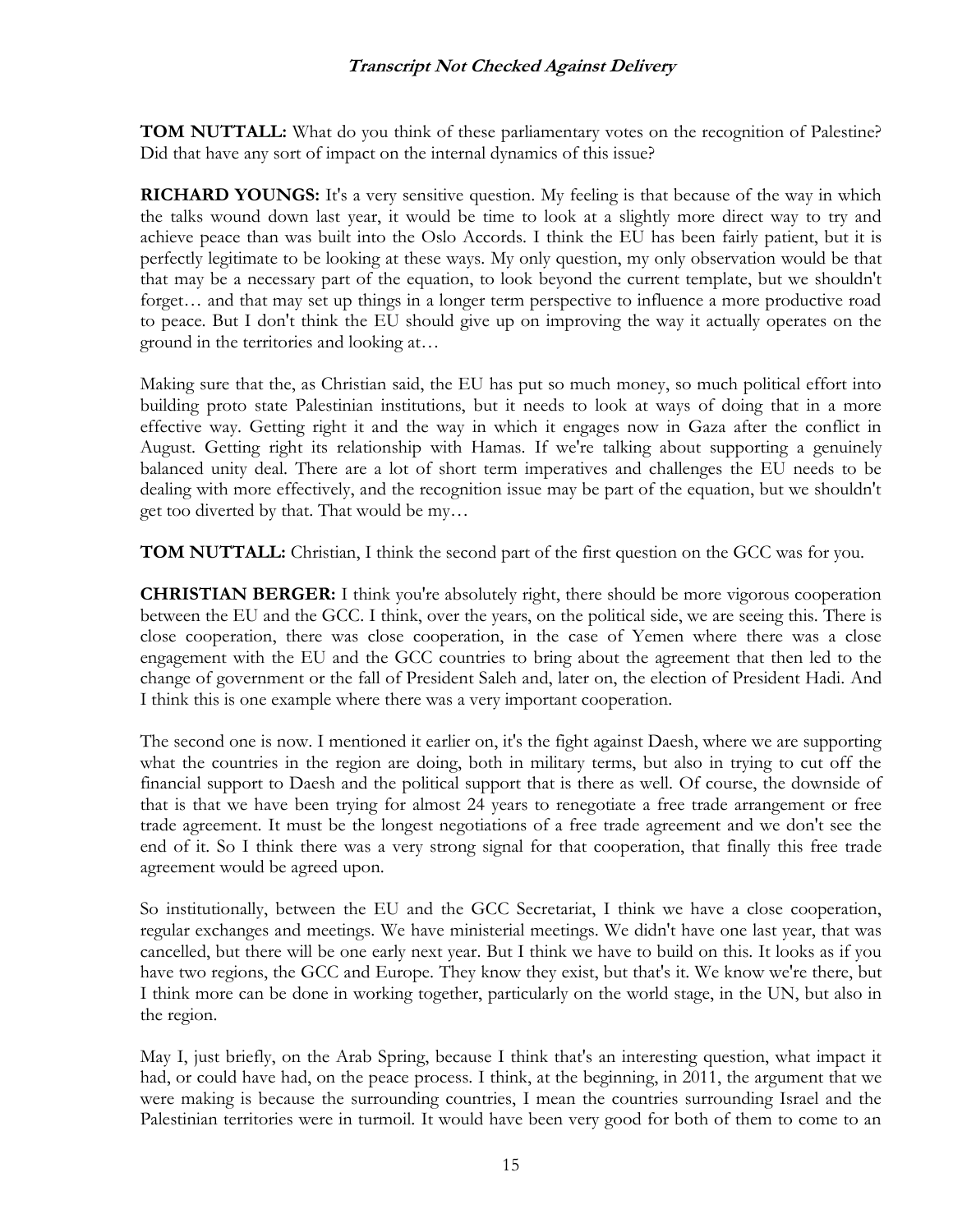**TOM NUTTALL:** What do you think of these parliamentary votes on the recognition of Palestine? Did that have any sort of impact on the internal dynamics of this issue?

**RICHARD YOUNGS:** It's a very sensitive question. My feeling is that because of the way in which the talks wound down last year, it would be time to look at a slightly more direct way to try and achieve peace than was built into the Oslo Accords. I think the EU has been fairly patient, but it is perfectly legitimate to be looking at these ways. My only question, my only observation would be that that may be a necessary part of the equation, to look beyond the current template, but we shouldn't forget… and that may set up things in a longer term perspective to influence a more productive road to peace. But I don't think the EU should give up on improving the way it actually operates on the ground in the territories and looking at…

Making sure that the, as Christian said, the EU has put so much money, so much political effort into building proto state Palestinian institutions, but it needs to look at ways of doing that in a more effective way. Getting right it and the way in which it engages now in Gaza after the conflict in August. Getting right its relationship with Hamas. If we're talking about supporting a genuinely balanced unity deal. There are a lot of short term imperatives and challenges the EU needs to be dealing with more effectively, and the recognition issue may be part of the equation, but we shouldn't get too diverted by that. That would be my…

**TOM NUTTALL:** Christian, I think the second part of the first question on the GCC was for you.

**CHRISTIAN BERGER:** I think you're absolutely right, there should be more vigorous cooperation between the EU and the GCC. I think, over the years, on the political side, we are seeing this. There is close cooperation, there was close cooperation, in the case of Yemen where there was a close engagement with the EU and the GCC countries to bring about the agreement that then led to the change of government or the fall of President Saleh and, later on, the election of President Hadi. And I think this is one example where there was a very important cooperation.

The second one is now. I mentioned it earlier on, it's the fight against Daesh, where we are supporting what the countries in the region are doing, both in military terms, but also in trying to cut off the financial support to Daesh and the political support that is there as well. Of course, the downside of that is that we have been trying for almost 24 years to renegotiate a free trade arrangement or free trade agreement. It must be the longest negotiations of a free trade agreement and we don't see the end of it. So I think there was a very strong signal for that cooperation, that finally this free trade agreement would be agreed upon.

So institutionally, between the EU and the GCC Secretariat, I think we have a close cooperation, regular exchanges and meetings. We have ministerial meetings. We didn't have one last year, that was cancelled, but there will be one early next year. But I think we have to build on this. It looks as if you have two regions, the GCC and Europe. They know they exist, but that's it. We know we're there, but I think more can be done in working together, particularly on the world stage, in the UN, but also in the region.

May I, just briefly, on the Arab Spring, because I think that's an interesting question, what impact it had, or could have had, on the peace process. I think, at the beginning, in 2011, the argument that we were making is because the surrounding countries, I mean the countries surrounding Israel and the Palestinian territories were in turmoil. It would have been very good for both of them to come to an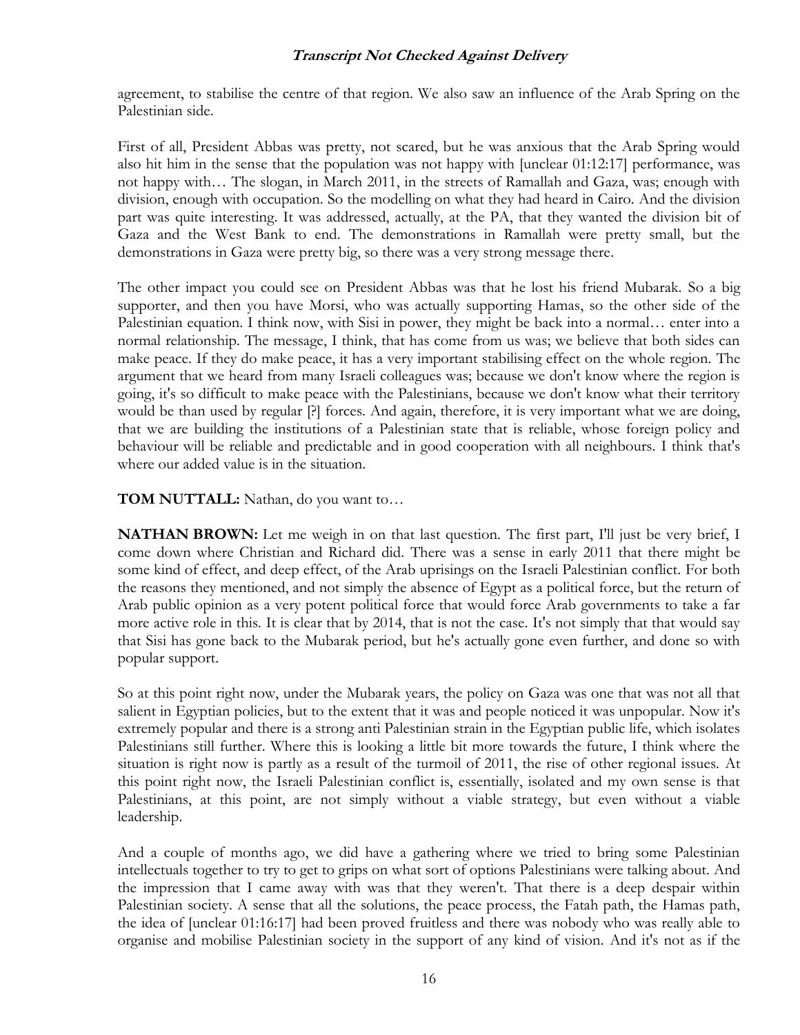agreement, to stabilise the centre of that region. We also saw an influence of the Arab Spring on the Palestinian side.

First of all, President Abbas was pretty, not scared, but he was anxious that the Arab Spring would also hit him in the sense that the population was not happy with [unclear 01:12:17] performance, was not happy with… The slogan, in March 2011, in the streets of Ramallah and Gaza, was; enough with division, enough with occupation. So the modelling on what they had heard in Cairo. And the division part was quite interesting. It was addressed, actually, at the PA, that they wanted the division bit of Gaza and the West Bank to end. The demonstrations in Ramallah were pretty small, but the demonstrations in Gaza were pretty big, so there was a very strong message there.

The other impact you could see on President Abbas was that he lost his friend Mubarak. So a big supporter, and then you have Morsi, who was actually supporting Hamas, so the other side of the Palestinian equation. I think now, with Sisi in power, they might be back into a normal… enter into a normal relationship. The message, I think, that has come from us was; we believe that both sides can make peace. If they do make peace, it has a very important stabilising effect on the whole region. The argument that we heard from many Israeli colleagues was; because we don't know where the region is going, it's so difficult to make peace with the Palestinians, because we don't know what their territory would be than used by regular [?] forces. And again, therefore, it is very important what we are doing, that we are building the institutions of a Palestinian state that is reliable, whose foreign policy and behaviour will be reliable and predictable and in good cooperation with all neighbours. I think that's where our added value is in the situation.

**TOM NUTTALL:** Nathan, do you want to…

**NATHAN BROWN:** Let me weigh in on that last question. The first part, I'll just be very brief, I come down where Christian and Richard did. There was a sense in early 2011 that there might be some kind of effect, and deep effect, of the Arab uprisings on the Israeli Palestinian conflict. For both the reasons they mentioned, and not simply the absence of Egypt as a political force, but the return of Arab public opinion as a very potent political force that would force Arab governments to take a far more active role in this. It is clear that by 2014, that is not the case. It's not simply that that would say that Sisi has gone back to the Mubarak period, but he's actually gone even further, and done so with popular support.

So at this point right now, under the Mubarak years, the policy on Gaza was one that was not all that salient in Egyptian policies, but to the extent that it was and people noticed it was unpopular. Now it's extremely popular and there is a strong anti Palestinian strain in the Egyptian public life, which isolates Palestinians still further. Where this is looking a little bit more towards the future, I think where the situation is right now is partly as a result of the turmoil of 2011, the rise of other regional issues. At this point right now, the Israeli Palestinian conflict is, essentially, isolated and my own sense is that Palestinians, at this point, are not simply without a viable strategy, but even without a viable leadership.

And a couple of months ago, we did have a gathering where we tried to bring some Palestinian intellectuals together to try to get to grips on what sort of options Palestinians were talking about. And the impression that I came away with was that they weren't. That there is a deep despair within Palestinian society. A sense that all the solutions, the peace process, the Fatah path, the Hamas path, the idea of [unclear 01:16:17] had been proved fruitless and there was nobody who was really able to organise and mobilise Palestinian society in the support of any kind of vision. And it's not as if the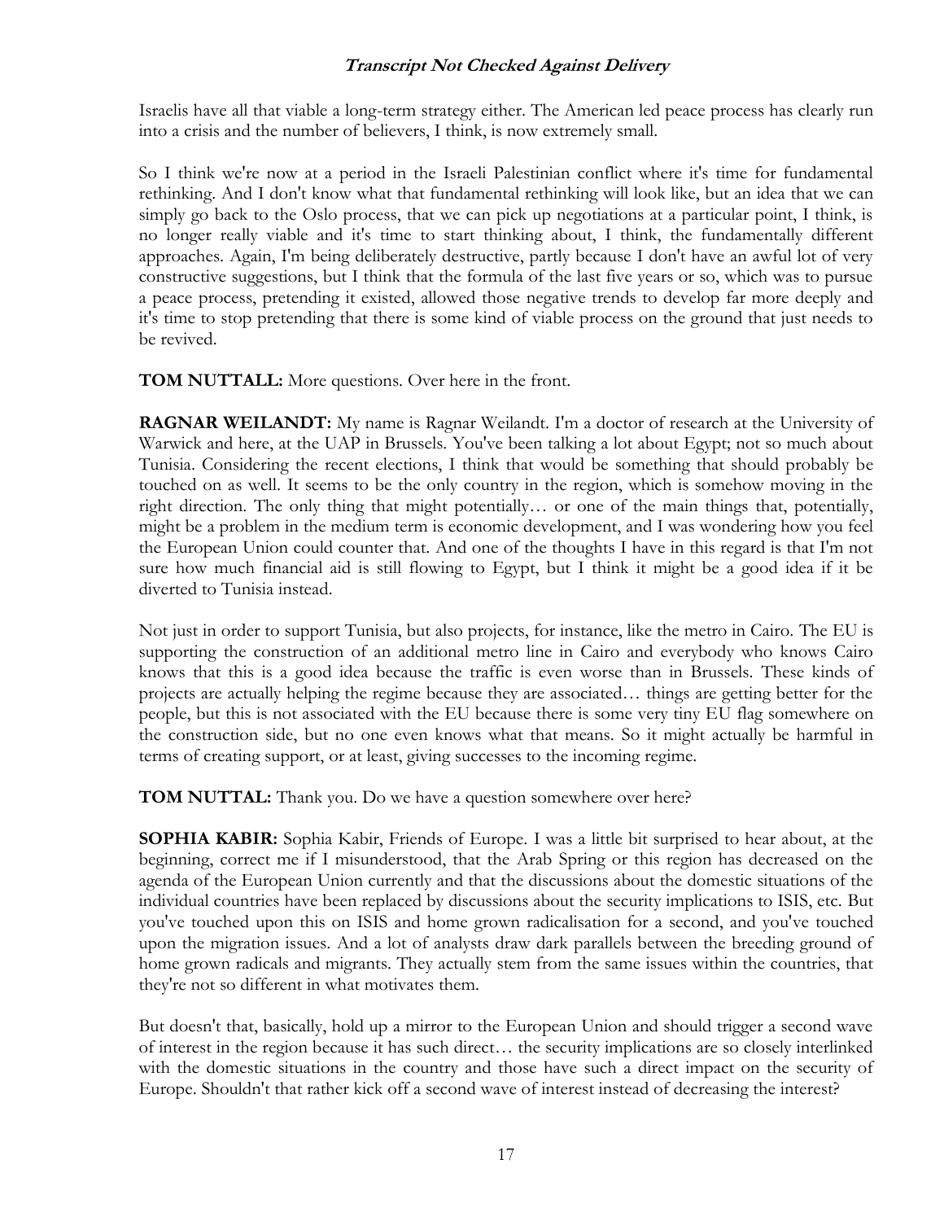Israelis have all that viable a long-term strategy either. The American led peace process has clearly run into a crisis and the number of believers, I think, is now extremely small.

So I think we're now at a period in the Israeli Palestinian conflict where it's time for fundamental rethinking. And I don't know what that fundamental rethinking will look like, but an idea that we can simply go back to the Oslo process, that we can pick up negotiations at a particular point, I think, is no longer really viable and it's time to start thinking about, I think, the fundamentally different approaches. Again, I'm being deliberately destructive, partly because I don't have an awful lot of very constructive suggestions, but I think that the formula of the last five years or so, which was to pursue a peace process, pretending it existed, allowed those negative trends to develop far more deeply and it's time to stop pretending that there is some kind of viable process on the ground that just needs to be revived.

**TOM NUTTALL:** More questions. Over here in the front.

**RAGNAR WEILANDT:** My name is Ragnar Weilandt. I'm a doctor of research at the University of Warwick and here, at the UAP in Brussels. You've been talking a lot about Egypt; not so much about Tunisia. Considering the recent elections, I think that would be something that should probably be touched on as well. It seems to be the only country in the region, which is somehow moving in the right direction. The only thing that might potentially… or one of the main things that, potentially, might be a problem in the medium term is economic development, and I was wondering how you feel the European Union could counter that. And one of the thoughts I have in this regard is that I'm not sure how much financial aid is still flowing to Egypt, but I think it might be a good idea if it be diverted to Tunisia instead.

Not just in order to support Tunisia, but also projects, for instance, like the metro in Cairo. The EU is supporting the construction of an additional metro line in Cairo and everybody who knows Cairo knows that this is a good idea because the traffic is even worse than in Brussels. These kinds of projects are actually helping the regime because they are associated… things are getting better for the people, but this is not associated with the EU because there is some very tiny EU flag somewhere on the construction side, but no one even knows what that means. So it might actually be harmful in terms of creating support, or at least, giving successes to the incoming regime.

**TOM NUTTAL:** Thank you. Do we have a question somewhere over here?

**SOPHIA KABIR:** Sophia Kabir, Friends of Europe. I was a little bit surprised to hear about, at the beginning, correct me if I misunderstood, that the Arab Spring or this region has decreased on the agenda of the European Union currently and that the discussions about the domestic situations of the individual countries have been replaced by discussions about the security implications to ISIS, etc. But you've touched upon this on ISIS and home grown radicalisation for a second, and you've touched upon the migration issues. And a lot of analysts draw dark parallels between the breeding ground of home grown radicals and migrants. They actually stem from the same issues within the countries, that they're not so different in what motivates them.

But doesn't that, basically, hold up a mirror to the European Union and should trigger a second wave of interest in the region because it has such direct… the security implications are so closely interlinked with the domestic situations in the country and those have such a direct impact on the security of Europe. Shouldn't that rather kick off a second wave of interest instead of decreasing the interest?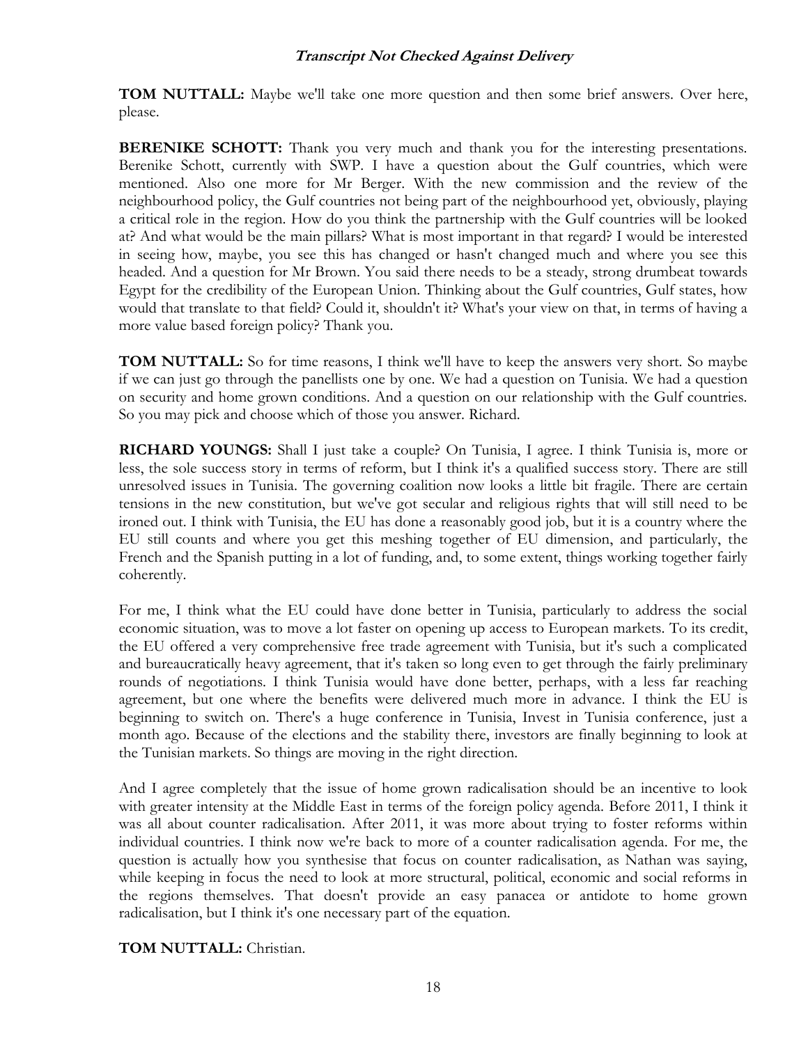**TOM NUTTALL:** Maybe we'll take one more question and then some brief answers. Over here, please.

**BERENIKE SCHOTT:** Thank you very much and thank you for the interesting presentations. Berenike Schott, currently with SWP. I have a question about the Gulf countries, which were mentioned. Also one more for Mr Berger. With the new commission and the review of the neighbourhood policy, the Gulf countries not being part of the neighbourhood yet, obviously, playing a critical role in the region. How do you think the partnership with the Gulf countries will be looked at? And what would be the main pillars? What is most important in that regard? I would be interested in seeing how, maybe, you see this has changed or hasn't changed much and where you see this headed. And a question for Mr Brown. You said there needs to be a steady, strong drumbeat towards Egypt for the credibility of the European Union. Thinking about the Gulf countries, Gulf states, how would that translate to that field? Could it, shouldn't it? What's your view on that, in terms of having a more value based foreign policy? Thank you.

**TOM NUTTALL:** So for time reasons, I think we'll have to keep the answers very short. So maybe if we can just go through the panellists one by one. We had a question on Tunisia. We had a question on security and home grown conditions. And a question on our relationship with the Gulf countries. So you may pick and choose which of those you answer. Richard.

**RICHARD YOUNGS:** Shall I just take a couple? On Tunisia, I agree. I think Tunisia is, more or less, the sole success story in terms of reform, but I think it's a qualified success story. There are still unresolved issues in Tunisia. The governing coalition now looks a little bit fragile. There are certain tensions in the new constitution, but we've got secular and religious rights that will still need to be ironed out. I think with Tunisia, the EU has done a reasonably good job, but it is a country where the EU still counts and where you get this meshing together of EU dimension, and particularly, the French and the Spanish putting in a lot of funding, and, to some extent, things working together fairly coherently.

For me, I think what the EU could have done better in Tunisia, particularly to address the social economic situation, was to move a lot faster on opening up access to European markets. To its credit, the EU offered a very comprehensive free trade agreement with Tunisia, but it's such a complicated and bureaucratically heavy agreement, that it's taken so long even to get through the fairly preliminary rounds of negotiations. I think Tunisia would have done better, perhaps, with a less far reaching agreement, but one where the benefits were delivered much more in advance. I think the EU is beginning to switch on. There's a huge conference in Tunisia, Invest in Tunisia conference, just a month ago. Because of the elections and the stability there, investors are finally beginning to look at the Tunisian markets. So things are moving in the right direction.

And I agree completely that the issue of home grown radicalisation should be an incentive to look with greater intensity at the Middle East in terms of the foreign policy agenda. Before 2011, I think it was all about counter radicalisation. After 2011, it was more about trying to foster reforms within individual countries. I think now we're back to more of a counter radicalisation agenda. For me, the question is actually how you synthesise that focus on counter radicalisation, as Nathan was saying, while keeping in focus the need to look at more structural, political, economic and social reforms in the regions themselves. That doesn't provide an easy panacea or antidote to home grown radicalisation, but I think it's one necessary part of the equation.

**TOM NUTTALL:** Christian.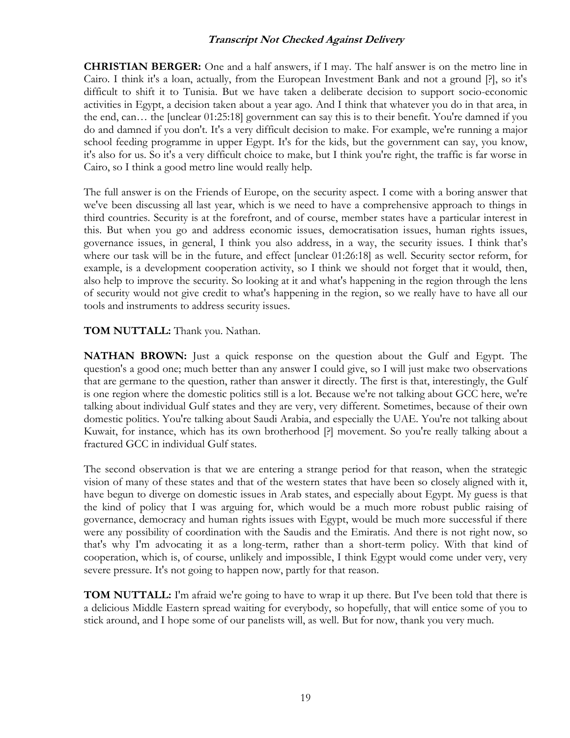**CHRISTIAN BERGER:** One and a half answers, if I may. The half answer is on the metro line in Cairo. I think it's a loan, actually, from the European Investment Bank and not a ground [?], so it's difficult to shift it to Tunisia. But we have taken a deliberate decision to support socio-economic activities in Egypt, a decision taken about a year ago. And I think that whatever you do in that area, in the end, can… the [unclear 01:25:18] government can say this is to their benefit. You're damned if you do and damned if you don't. It's a very difficult decision to make. For example, we're running a major school feeding programme in upper Egypt. It's for the kids, but the government can say, you know, it's also for us. So it's a very difficult choice to make, but I think you're right, the traffic is far worse in Cairo, so I think a good metro line would really help.

The full answer is on the Friends of Europe, on the security aspect. I come with a boring answer that we've been discussing all last year, which is we need to have a comprehensive approach to things in third countries. Security is at the forefront, and of course, member states have a particular interest in this. But when you go and address economic issues, democratisation issues, human rights issues, governance issues, in general, I think you also address, in a way, the security issues. I think that's where our task will be in the future, and effect [unclear 01:26:18] as well. Security sector reform, for example, is a development cooperation activity, so I think we should not forget that it would, then, also help to improve the security. So looking at it and what's happening in the region through the lens of security would not give credit to what's happening in the region, so we really have to have all our tools and instruments to address security issues.

**TOM NUTTALL:** Thank you. Nathan.

**NATHAN BROWN:** Just a quick response on the question about the Gulf and Egypt. The question's a good one; much better than any answer I could give, so I will just make two observations that are germane to the question, rather than answer it directly. The first is that, interestingly, the Gulf is one region where the domestic politics still is a lot. Because we're not talking about GCC here, we're talking about individual Gulf states and they are very, very different. Sometimes, because of their own domestic politics. You're talking about Saudi Arabia, and especially the UAE. You're not talking about Kuwait, for instance, which has its own brotherhood [?] movement. So you're really talking about a fractured GCC in individual Gulf states.

The second observation is that we are entering a strange period for that reason, when the strategic vision of many of these states and that of the western states that have been so closely aligned with it, have begun to diverge on domestic issues in Arab states, and especially about Egypt. My guess is that the kind of policy that I was arguing for, which would be a much more robust public raising of governance, democracy and human rights issues with Egypt, would be much more successful if there were any possibility of coordination with the Saudis and the Emiratis. And there is not right now, so that's why I'm advocating it as a long-term, rather than a short-term policy. With that kind of cooperation, which is, of course, unlikely and impossible, I think Egypt would come under very, very severe pressure. It's not going to happen now, partly for that reason.

**TOM NUTTALL:** I'm afraid we're going to have to wrap it up there. But I've been told that there is a delicious Middle Eastern spread waiting for everybody, so hopefully, that will entice some of you to stick around, and I hope some of our panelists will, as well. But for now, thank you very much.